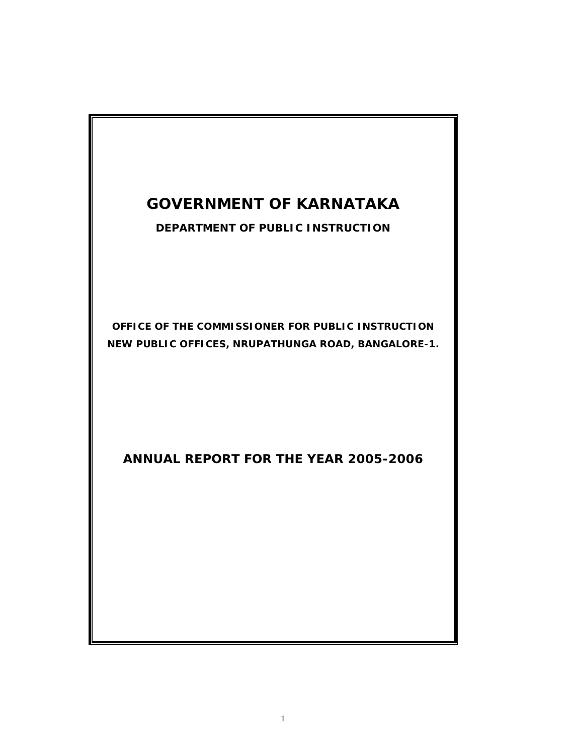# GOVERNMENT OF KARNATAKA

**DEPARTMENT OF PUBLIC INSTRUCTION**

**OFFICE OF THE COMMISSIONER FOR PUBLIC INSTRUCTION**
**NEW PUBLIC OFFICES, NRUPATHUNGA ROAD, BANGALORE-1.**

## ANNUAL REPORT FOR THE YEAR 2005-2006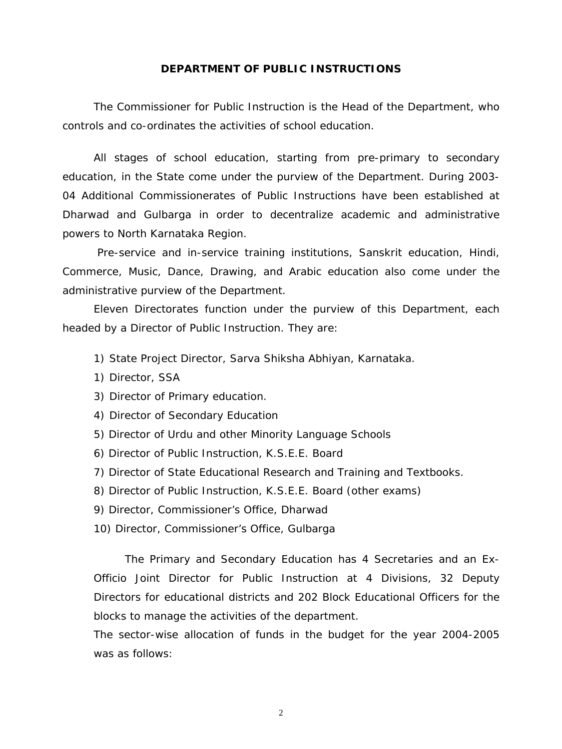## DEPARTMENT OF PUBLIC INSTRUCTIONS

The Commissioner for Public Instruction is the Head of the Department, who controls and co-ordinates the activities of school education.

All stages of school education, starting from pre-primary to secondary education, in the State come under the purview of the Department. During 2003-04 Additional Commissionerates of Public Instructions have been established at Dharwad and Gulbarga in order to decentralize academic and administrative powers to North Karnataka Region.

Pre-service and in-service training institutions, Sanskrit education, Hindi, Commerce, Music, Dance, Drawing, and Arabic education also come under the administrative purview of the Department.

Eleven Directorates function under the purview of this Department, each headed by a Director of Public Instruction. They are:

1) State Project Director, Sarva Shiksha Abhiyan, Karnataka.
1) Director, SSA
3) Director of Primary education.
4) Director of Secondary Education
5) Director of Urdu and other Minority Language Schools
6) Director of Public Instruction, K.S.E.E. Board
7) Director of State Educational Research and Training and Textbooks.
8) Director of Public Instruction, K.S.E.E. Board (other exams)
9) Director, Commissioner's Office, Dharwad
10) Director, Commissioner's Office, Gulbarga

The Primary and Secondary Education has 4 Secretaries and an Ex-Officio Joint Director for Public Instruction at 4 Divisions, 32 Deputy Directors for educational districts and 202 Block Educational Officers for the blocks to manage the activities of the department.

The sector-wise allocation of funds in the budget for the year 2004-2005 was as follows: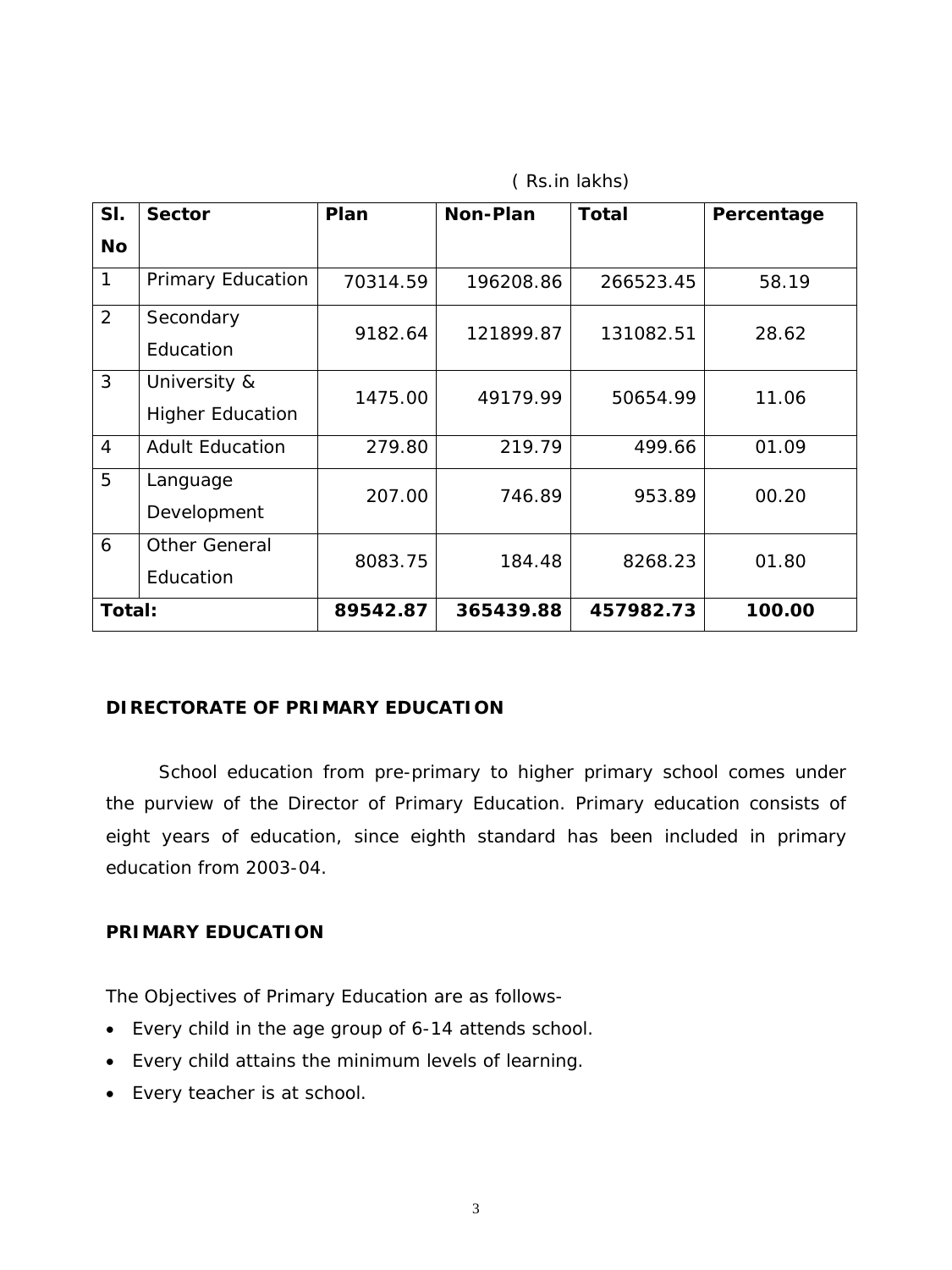( Rs.in lakhs)

| Sl. No | Sector | Plan | Non-Plan | Total | Percentage |
|---|---|---|---|---|---|
| 1 | Primary Education | 70314.59 | 196208.86 | 266523.45 | 58.19 |
| 2 | Secondary Education | 9182.64 | 121899.87 | 131082.51 | 28.62 |
| 3 | University & Higher Education | 1475.00 | 49179.99 | 50654.99 | 11.06 |
| 4 | Adult Education | 279.80 | 219.79 | 499.66 | 01.09 |
| 5 | Language Development | 207.00 | 746.89 | 953.89 | 00.20 |
| 6 | Other General Education | 8083.75 | 184.48 | 8268.23 | 01.80 |
| **Total:** | | **89542.87** | **365439.88** | **457982.73** | **100.00** |

## DIRECTORATE OF PRIMARY EDUCATION

School education from pre-primary to higher primary school comes under the purview of the Director of Primary Education. Primary education consists of eight years of education, since eighth standard has been included in primary education from 2003-04.

## PRIMARY EDUCATION

The Objectives of Primary Education are as follows-

- Every child in the age group of 6-14 attends school.
- Every child attains the minimum levels of learning.
- Every teacher is at school.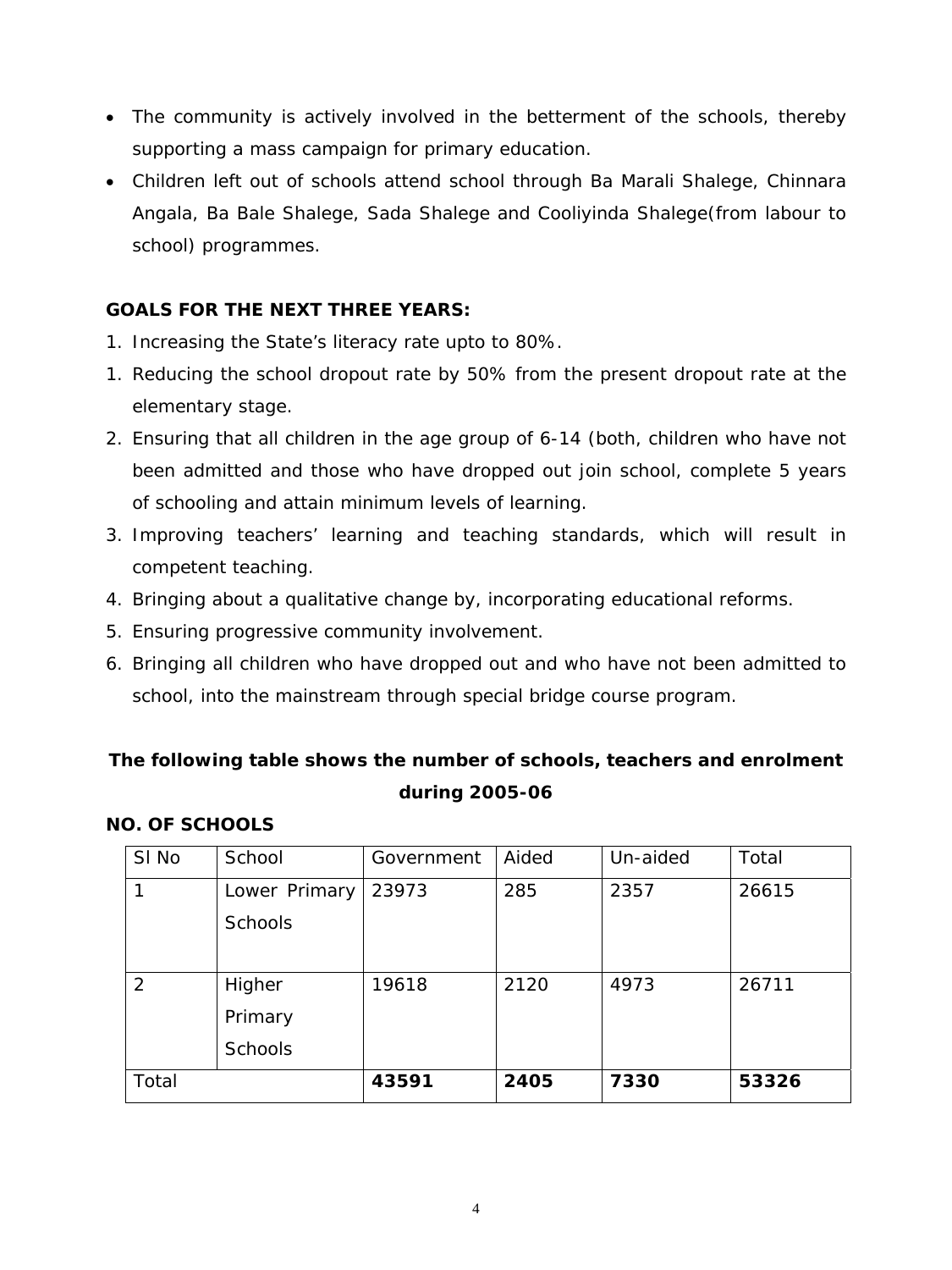- The community is actively involved in the betterment of the schools, thereby supporting a mass campaign for primary education.
- Children left out of schools attend school through Ba Marali Shalege, Chinnara Angala, Ba Bale Shalege, Sada Shalege and Cooliyinda Shalege(from labour to school) programmes.

**GOALS FOR THE NEXT THREE YEARS:**

1. Increasing the State's literacy rate upto to 80%.
1. Reducing the school dropout rate by 50% from the present dropout rate at the elementary stage.
2. Ensuring that all children in the age group of 6-14 (both, children who have not been admitted and those who have dropped out join school, complete 5 years of schooling and attain minimum levels of learning.
3. Improving teachers' learning and teaching standards, which will result in competent teaching.
4. Bringing about a qualitative change by, incorporating educational reforms.
5. Ensuring progressive community involvement.
6. Bringing all children who have dropped out and who have not been admitted to school, into the mainstream through special bridge course program.

**The following table shows the number of schools, teachers and enrolment during 2005-06**

**NO. OF SCHOOLS**

| Sl No | School | Government | Aided | Un-aided | Total |
|---|---|---|---|---|---|
| 1 | Lower Primary Schools | 23973 | 285 | 2357 | 26615 |
| 2 | Higher Primary Schools | 19618 | 2120 | 4973 | 26711 |
| Total | | **43591** | **2405** | **7330** | **53326** |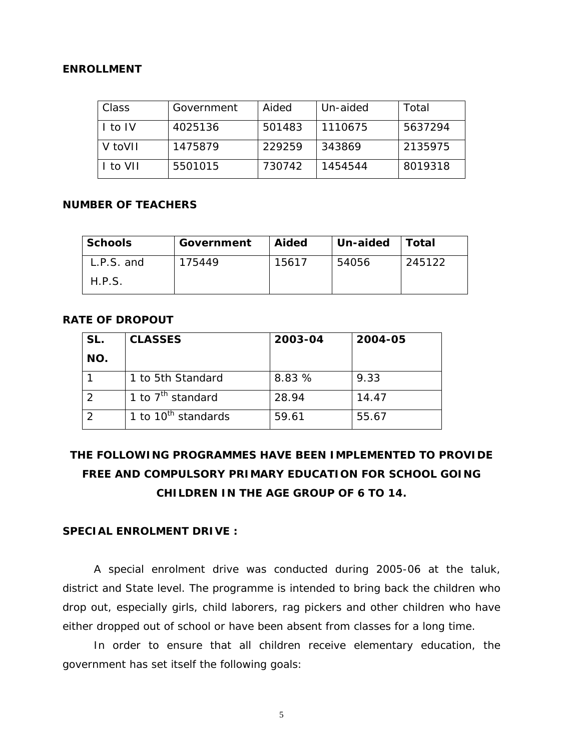**ENROLLMENT**

| Class | Government | Aided | Un-aided | Total |
|---|---|---|---|---|
| I to IV | 4025136 | 501483 | 1110675 | 5637294 |
| V toVII | 1475879 | 229259 | 343869 | 2135975 |
| I to VII | 5501015 | 730742 | 1454544 | 8019318 |

**NUMBER OF TEACHERS**

| **Schools** | **Government** | **Aided** | **Un-aided** | **Total** |
|---|---|---|---|---|
| L.P.S. and H.P.S. | 175449 | 15617 | 54056 | 245122 |

**RATE OF DROPOUT**

| **SL. NO.** | **CLASSES** | **2003-04** | **2004-05** |
|---|---|---|---|
| 1 | 1 to 5th Standard | 8.83 % | 9.33 |
| 2 | 1 to 7th standard | 28.94 | 14.47 |
| 2 | 1 to 10th standards | 59.61 | 55.67 |

**THE FOLLOWING PROGRAMMES HAVE BEEN IMPLEMENTED TO PROVIDE FREE AND COMPULSORY PRIMARY EDUCATION FOR SCHOOL GOING CHILDREN IN THE AGE GROUP OF 6 TO 14.**

**SPECIAL ENROLMENT DRIVE :**

A special enrolment drive was conducted during 2005-06 at the taluk, district and State level. The programme is intended to bring back the children who drop out, especially girls, child laborers, rag pickers and other children who have either dropped out of school or have been absent from classes for a long time.

In order to ensure that all children receive elementary education, the government has set itself the following goals: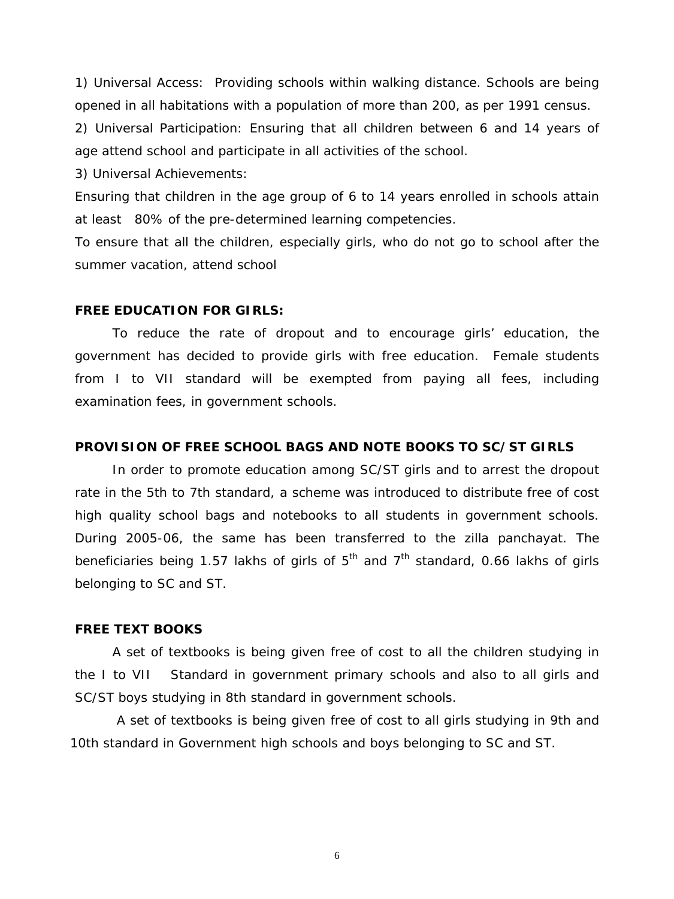1) Universal Access: Providing schools within walking distance. Schools are being opened in all habitations with a population of more than 200, as per 1991 census.

2) Universal Participation: Ensuring that all children between 6 and 14 years of age attend school and participate in all activities of the school.

3) Universal Achievements:

Ensuring that children in the age group of 6 to 14 years enrolled in schools attain at least 80% of the pre-determined learning competencies.

To ensure that all the children, especially girls, who do not go to school after the summer vacation, attend school

**FREE EDUCATION FOR GIRLS:**

To reduce the rate of dropout and to encourage girls' education, the government has decided to provide girls with free education. Female students from I to VII standard will be exempted from paying all fees, including examination fees, in government schools.

**PROVISION OF FREE SCHOOL BAGS AND NOTE BOOKS TO SC/ST GIRLS**

In order to promote education among SC/ST girls and to arrest the dropout rate in the 5th to 7th standard, a scheme was introduced to distribute free of cost high quality school bags and notebooks to all students in government schools. During 2005-06, the same has been transferred to the zilla panchayat. The beneficiaries being 1.57 lakhs of girls of 5th and 7th standard, 0.66 lakhs of girls belonging to SC and ST.

**FREE TEXT BOOKS**

A set of textbooks is being given free of cost to all the children studying in the I to VII Standard in government primary schools and also to all girls and SC/ST boys studying in 8th standard in government schools.

A set of textbooks is being given free of cost to all girls studying in 9th and 10th standard in Government high schools and boys belonging to SC and ST.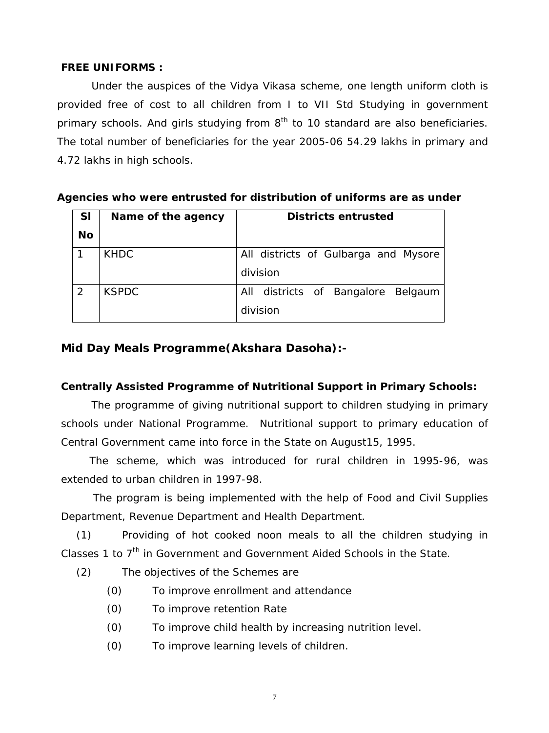**FREE UNIFORMS :**

Under the auspices of the Vidya Vikasa scheme, one length uniform cloth is provided free of cost to all children from I to VII Std Studying in government primary schools. And girls studying from 8th to 10 standard are also beneficiaries. The total number of beneficiaries for the year 2005-06 54.29 lakhs in primary and 4.72 lakhs in high schools.

**Agencies who were entrusted for distribution of uniforms are as under**

| Sl No | Name of the agency | Districts entrusted |
|---|---|---|
| 1 | KHDC | All districts of Gulbarga and Mysore division |
| 2 | KSPDC | All districts of Bangalore Belgaum division |

## Mid Day Meals Programme(Akshara Dasoha):-

**Centrally Assisted Programme of Nutritional Support in Primary Schools:**

The programme of giving nutritional support to children studying in primary schools under National Programme. Nutritional support to primary education of Central Government came into force in the State on August15, 1995.

The scheme, which was introduced for rural children in 1995-96, was extended to urban children in 1997-98.

The program is being implemented with the help of Food and Civil Supplies Department, Revenue Department and Health Department.

(1) Providing of hot cooked noon meals to all the children studying in Classes 1 to 7th in Government and Government Aided Schools in the State.

(2) The objectives of the Schemes are

- (0) To improve enrollment and attendance
- (0) To improve retention Rate
- (0) To improve child health by increasing nutrition level.
- (0) To improve learning levels of children.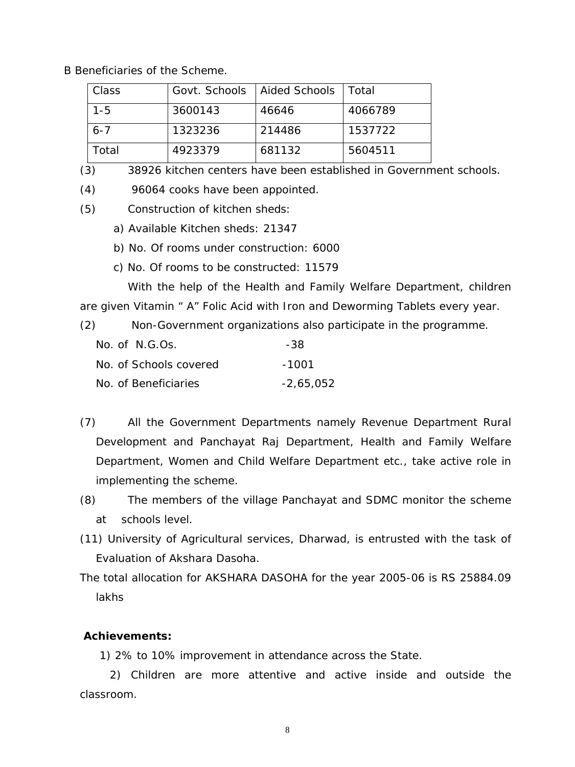B Beneficiaries of the Scheme.

| Class | Govt. Schools | Aided Schools | Total |
|---|---|---|---|
| 1-5 | 3600143 | 46646 | 4066789 |
| 6-7 | 1323236 | 214486 | 1537722 |
| Total | 4923379 | 681132 | 5604511 |

(3) 38926 kitchen centers have been established in Government schools.

(4) 96064 cooks have been appointed.

(5) Construction of kitchen sheds:

a) Available Kitchen sheds: 21347

b) No. Of rooms under construction: 6000

c) No. Of rooms to be constructed: 11579

With the help of the Health and Family Welfare Department, children are given Vitamin " A" Folic Acid with Iron and Deworming Tablets every year.

(2) Non-Government organizations also participate in the programme.

No. of N.G.Os. -38

No. of Schools covered -1001

No. of Beneficiaries -2,65,052

(7) All the Government Departments namely Revenue Department Rural Development and Panchayat Raj Department, Health and Family Welfare Department, Women and Child Welfare Department etc., take active role in implementing the scheme.

(8) The members of the village Panchayat and SDMC monitor the scheme at schools level.

(11) University of Agricultural services, Dharwad, is entrusted with the task of Evaluation of Akshara Dasoha.

The total allocation for AKSHARA DASOHA for the year 2005-06 is RS 25884.09 lakhs

**Achievements:**

1) 2% to 10% improvement in attendance across the State.

2) Children are more attentive and active inside and outside the classroom.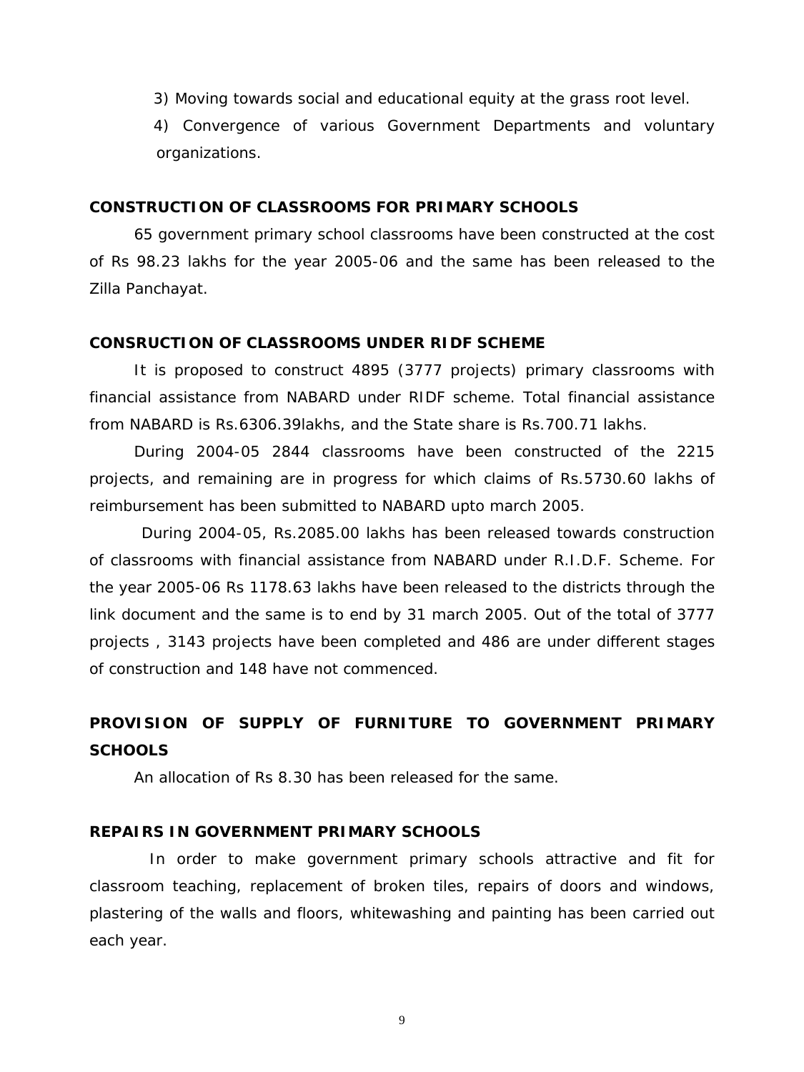3) Moving towards social and educational equity at the grass root level.

4) Convergence of various Government Departments and voluntary organizations.

**CONSTRUCTION OF CLASSROOMS FOR PRIMARY SCHOOLS**

65 government primary school classrooms have been constructed at the cost of Rs 98.23 lakhs for the year 2005-06 and the same has been released to the Zilla Panchayat.

**CONSRUCTION OF CLASSROOMS UNDER RIDF SCHEME**

It is proposed to construct 4895 (3777 projects) primary classrooms with financial assistance from NABARD under RIDF scheme. Total financial assistance from NABARD is Rs.6306.39lakhs, and the State share is Rs.700.71 lakhs.

During 2004-05 2844 classrooms have been constructed of the 2215 projects, and remaining are in progress for which claims of Rs.5730.60 lakhs of reimbursement has been submitted to NABARD upto march 2005.

During 2004-05, Rs.2085.00 lakhs has been released towards construction of classrooms with financial assistance from NABARD under R.I.D.F. Scheme. For the year 2005-06 Rs 1178.63 lakhs have been released to the districts through the link document and the same is to end by 31 march 2005. Out of the total of 3777 projects , 3143 projects have been completed and 486 are under different stages of construction and 148 have not commenced.

**PROVISION OF SUPPLY OF FURNITURE TO GOVERNMENT PRIMARY SCHOOLS**

An allocation of Rs 8.30 has been released for the same.

**REPAIRS IN GOVERNMENT PRIMARY SCHOOLS**

In order to make government primary schools attractive and fit for classroom teaching, replacement of broken tiles, repairs of doors and windows, plastering of the walls and floors, whitewashing and painting has been carried out each year.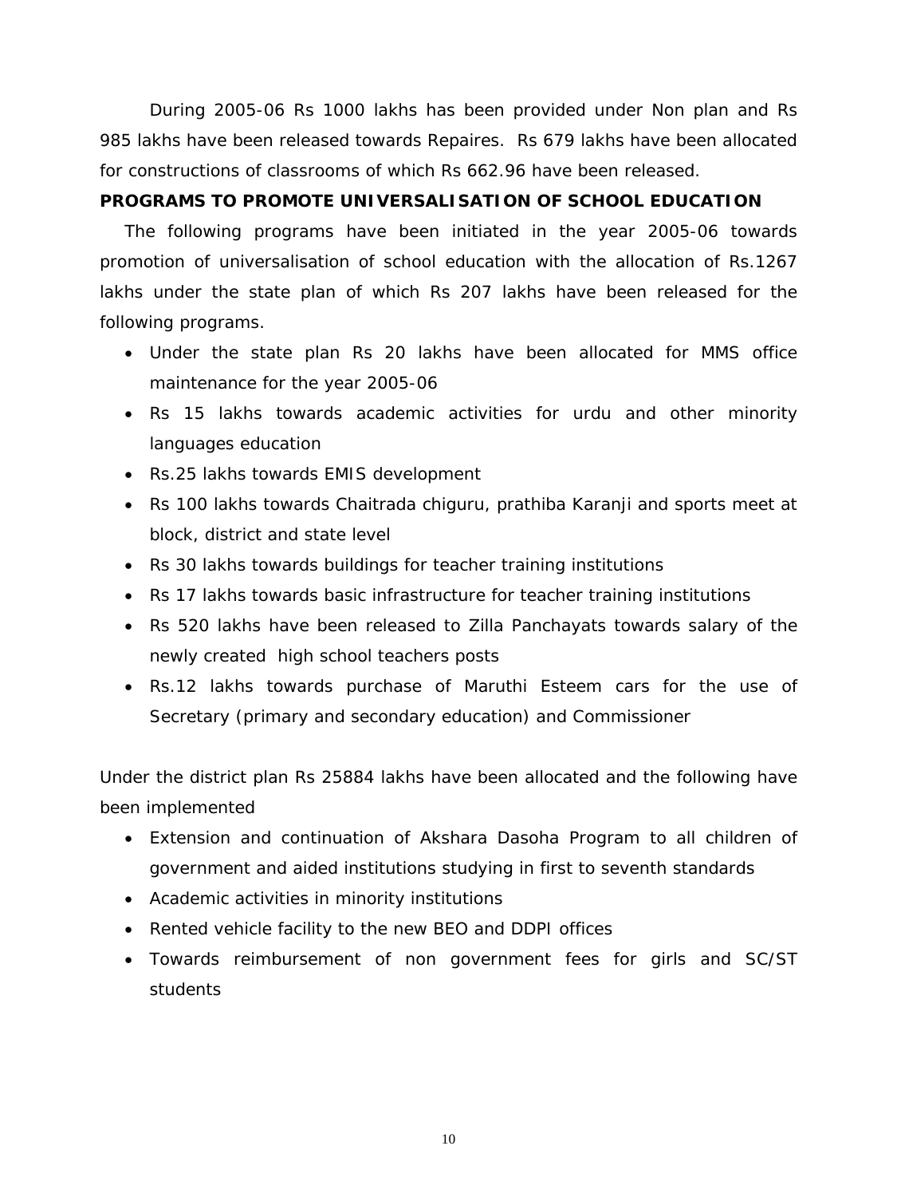During 2005-06 Rs 1000 lakhs has been provided under Non plan and Rs 985 lakhs have been released towards Repaires. Rs 679 lakhs have been allocated for constructions of classrooms of which Rs 662.96 have been released.

**PROGRAMS TO PROMOTE UNIVERSALISATION OF SCHOOL EDUCATION**

The following programs have been initiated in the year 2005-06 towards promotion of universalisation of school education with the allocation of Rs.1267 lakhs under the state plan of which Rs 207 lakhs have been released for the following programs.

- Under the state plan Rs 20 lakhs have been allocated for MMS office maintenance for the year 2005-06
- Rs 15 lakhs towards academic activities for urdu and other minority languages education
- Rs.25 lakhs towards EMIS development
- Rs 100 lakhs towards Chaitrada chiguru, prathiba Karanji and sports meet at block, district and state level
- Rs 30 lakhs towards buildings for teacher training institutions
- Rs 17 lakhs towards basic infrastructure for teacher training institutions
- Rs 520 lakhs have been released to Zilla Panchayats towards salary of the newly created high school teachers posts
- Rs.12 lakhs towards purchase of Maruthi Esteem cars for the use of Secretary (primary and secondary education) and Commissioner

Under the district plan Rs 25884 lakhs have been allocated and the following have been implemented

- Extension and continuation of Akshara Dasoha Program to all children of government and aided institutions studying in first to seventh standards
- Academic activities in minority institutions
- Rented vehicle facility to the new BEO and DDPI offices
- Towards reimbursement of non government fees for girls and SC/ST students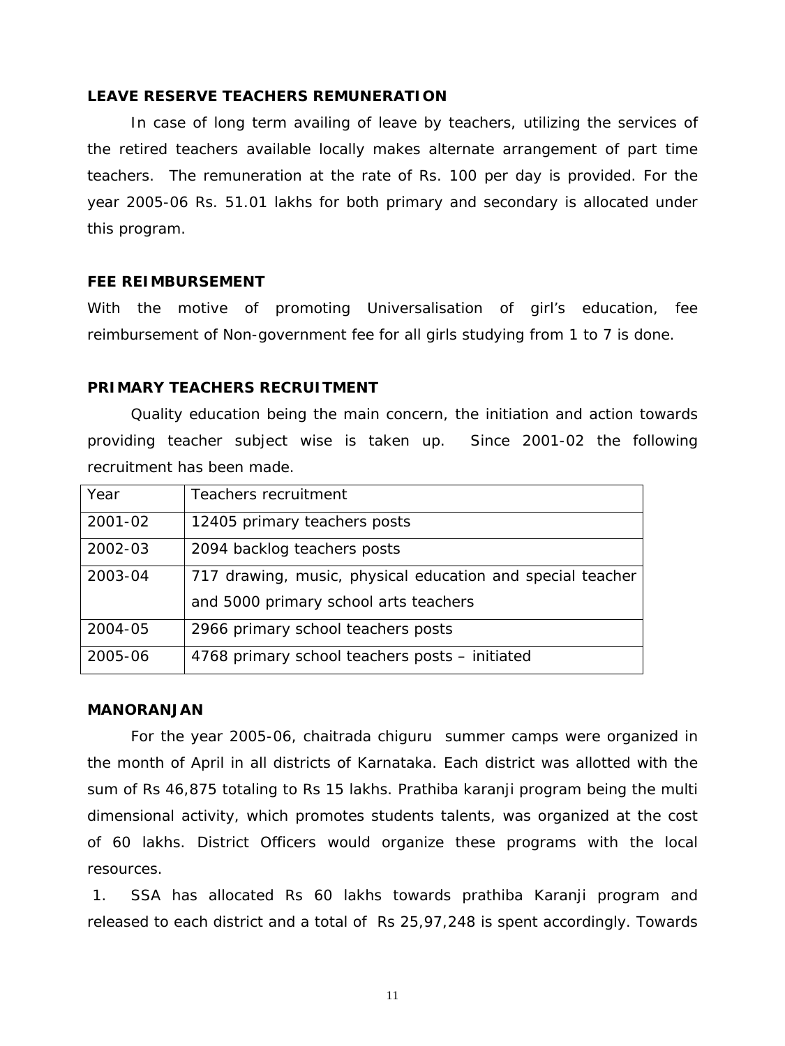**LEAVE RESERVE TEACHERS REMUNERATION**

In case of long term availing of leave by teachers, utilizing the services of the retired teachers available locally makes alternate arrangement of part time teachers. The remuneration at the rate of Rs. 100 per day is provided. For the year 2005-06 Rs. 51.01 lakhs for both primary and secondary is allocated under this program.

**FEE REIMBURSEMENT**

With the motive of promoting Universalisation of girl's education, fee reimbursement of Non-government fee for all girls studying from 1 to 7 is done.

**PRIMARY TEACHERS RECRUITMENT**

Quality education being the main concern, the initiation and action towards providing teacher subject wise is taken up. Since 2001-02 the following recruitment has been made.

| Year | Teachers recruitment |
|---|---|
| 2001-02 | 12405 primary teachers posts |
| 2002-03 | 2094 backlog teachers posts |
| 2003-04 | 717 drawing, music, physical education and special teacher and 5000 primary school arts teachers |
| 2004-05 | 2966 primary school teachers posts |
| 2005-06 | 4768 primary school teachers posts – initiated |

**MANORANJAN**

For the year 2005-06, chaitrada chiguru summer camps were organized in the month of April in all districts of Karnataka. Each district was allotted with the sum of Rs 46,875 totaling to Rs 15 lakhs. Prathiba karanji program being the multi dimensional activity, which promotes students talents, was organized at the cost of 60 lakhs. District Officers would organize these programs with the local resources.

1. SSA has allocated Rs 60 lakhs towards prathiba Karanji program and released to each district and a total of Rs 25,97,248 is spent accordingly. Towards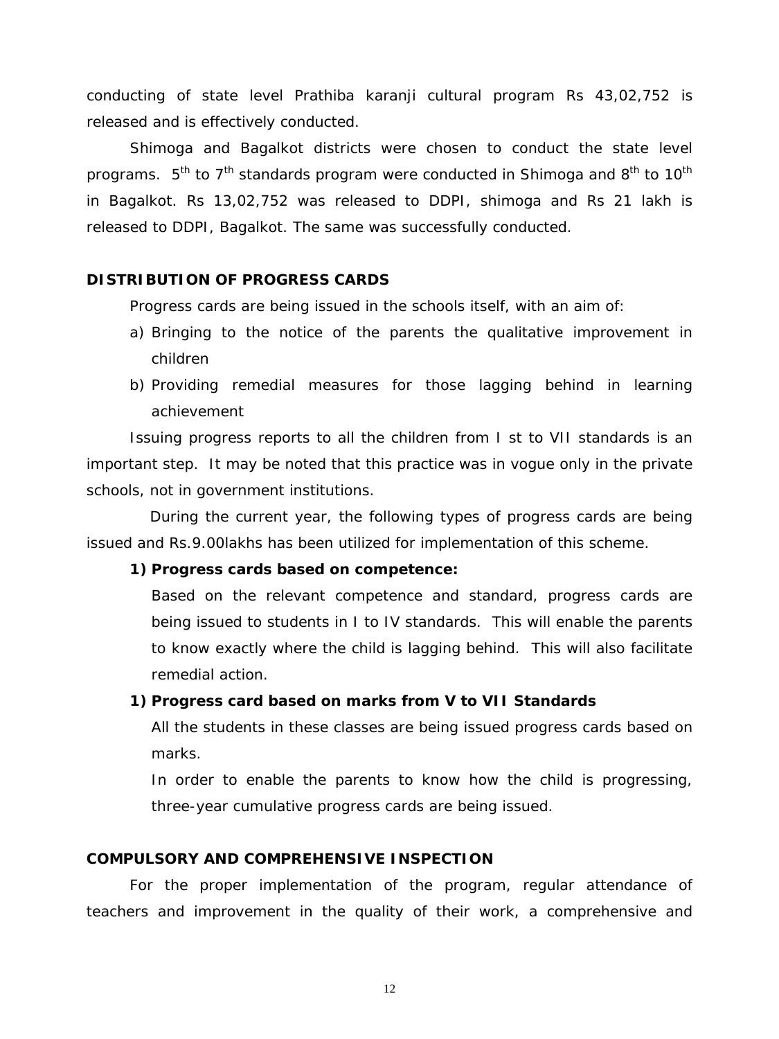conducting of state level Prathiba karanji cultural program Rs 43,02,752 is released and is effectively conducted.

Shimoga and Bagalkot districts were chosen to conduct the state level programs. 5th to 7th standards program were conducted in Shimoga and 8th to 10th in Bagalkot. Rs 13,02,752 was released to DDPI, shimoga and Rs 21 lakh is released to DDPI, Bagalkot. The same was successfully conducted.

**DISTRIBUTION OF PROGRESS CARDS**

Progress cards are being issued in the schools itself, with an aim of:

a) Bringing to the notice of the parents the qualitative improvement in children
b) Providing remedial measures for those lagging behind in learning achievement

Issuing progress reports to all the children from I st to VII standards is an important step. It may be noted that this practice was in vogue only in the private schools, not in government institutions.

During the current year, the following types of progress cards are being issued and Rs.9.00lakhs has been utilized for implementation of this scheme.

1) **Progress cards based on competence:**

   Based on the relevant competence and standard, progress cards are being issued to students in I to IV standards. This will enable the parents to know exactly where the child is lagging behind. This will also facilitate remedial action.

1) **Progress card based on marks from V to VII Standards**

   All the students in these classes are being issued progress cards based on marks.

   In order to enable the parents to know how the child is progressing, three-year cumulative progress cards are being issued.

**COMPULSORY AND COMPREHENSIVE INSPECTION**

For the proper implementation of the program, regular attendance of teachers and improvement in the quality of their work, a comprehensive and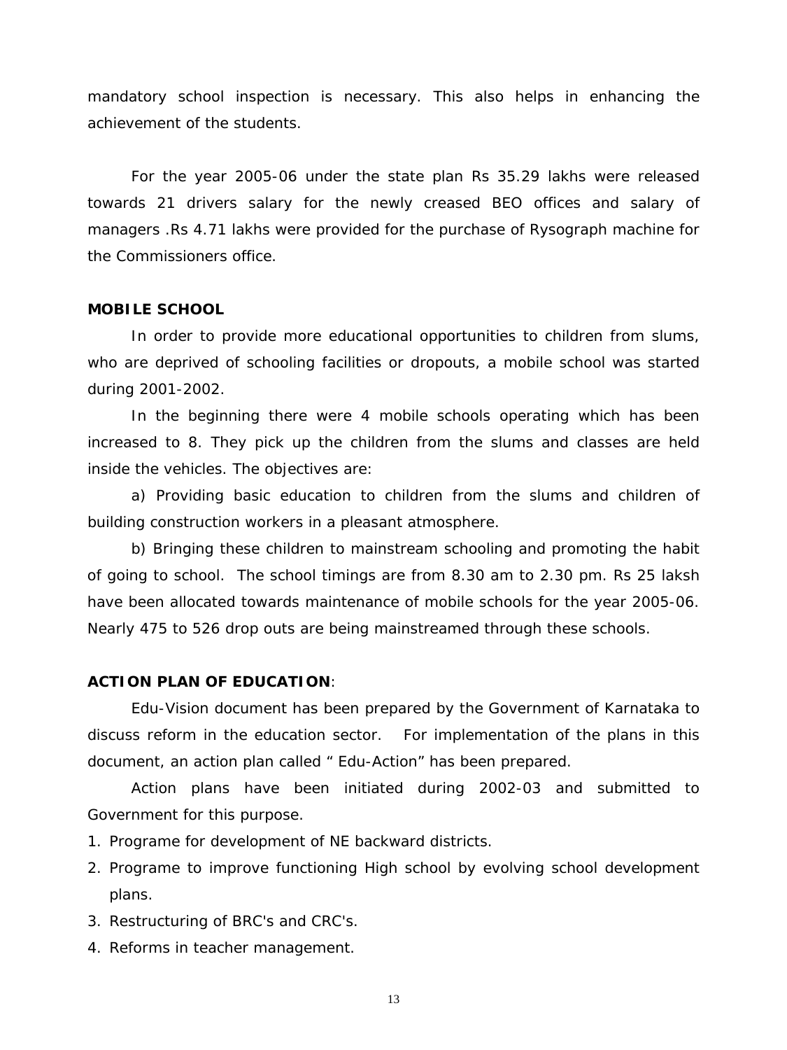mandatory school inspection is necessary. This also helps in enhancing the achievement of the students.

For the year 2005-06 under the state plan Rs 35.29 lakhs were released towards 21 drivers salary for the newly creased BEO offices and salary of managers .Rs 4.71 lakhs were provided for the purchase of Rysograph machine for the Commissioners office.

**MOBILE SCHOOL**

In order to provide more educational opportunities to children from slums, who are deprived of schooling facilities or dropouts, a mobile school was started during 2001-2002.

In the beginning there were 4 mobile schools operating which has been increased to 8. They pick up the children from the slums and classes are held inside the vehicles. The objectives are:

a) Providing basic education to children from the slums and children of building construction workers in a pleasant atmosphere.

b) Bringing these children to mainstream schooling and promoting the habit of going to school. The school timings are from 8.30 am to 2.30 pm. Rs 25 laksh have been allocated towards maintenance of mobile schools for the year 2005-06. Nearly 475 to 526 drop outs are being mainstreamed through these schools.

**ACTION PLAN OF EDUCATION**:

Edu-Vision document has been prepared by the Government of Karnataka to discuss reform in the education sector. For implementation of the plans in this document, an action plan called " Edu-Action" has been prepared.

Action plans have been initiated during 2002-03 and submitted to Government for this purpose.

1. Programe for development of NE backward districts.
2. Programe to improve functioning High school by evolving school development plans.
3. Restructuring of BRC's and CRC's.
4. Reforms in teacher management.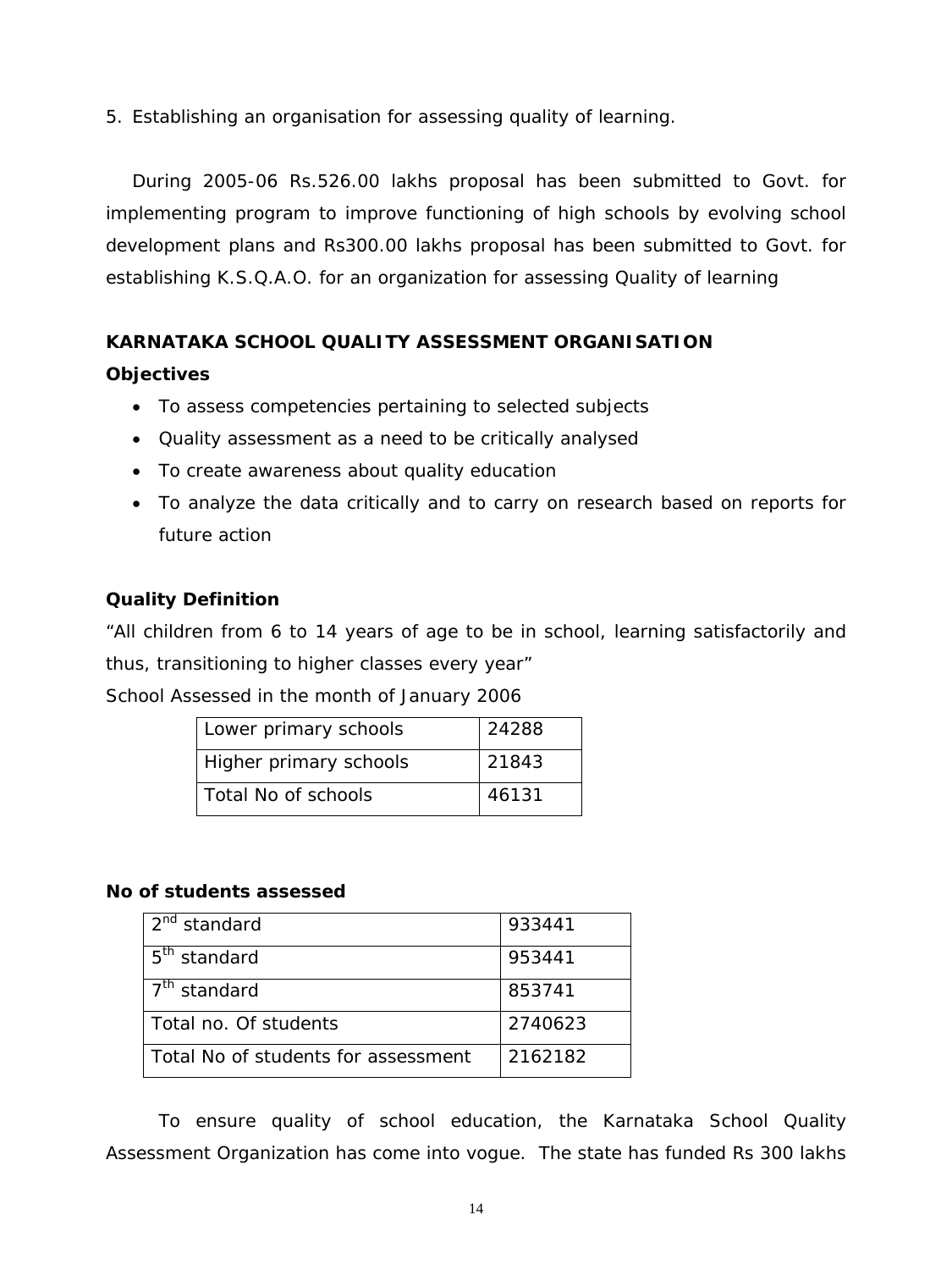5. Establishing an organisation for assessing quality of learning.

During 2005-06 Rs.526.00 lakhs proposal has been submitted to Govt. for implementing program to improve functioning of high schools by evolving school development plans and Rs300.00 lakhs proposal has been submitted to Govt. for establishing K.S.Q.A.O. for an organization for assessing Quality of learning

**KARNATAKA SCHOOL QUALITY ASSESSMENT ORGANISATION**

**Objectives**

- To assess competencies pertaining to selected subjects
- Quality assessment as a need to be critically analysed
- To create awareness about quality education
- To analyze the data critically and to carry on research based on reports for future action

**Quality Definition**

"All children from 6 to 14 years of age to be in school, learning satisfactorily and thus, transitioning to higher classes every year"

School Assessed in the month of January 2006

| | |
|---|---|
| Lower primary schools | 24288 |
| Higher primary schools | 21843 |
| Total No of schools | 46131 |

**No of students assessed**

| | |
|---|---|
| 2nd standard | 933441 |
| 5th standard | 953441 |
| 7th standard | 853741 |
| Total no. Of students | 2740623 |
| Total No of students for assessment | 2162182 |

To ensure quality of school education, the Karnataka School Quality Assessment Organization has come into vogue. The state has funded Rs 300 lakhs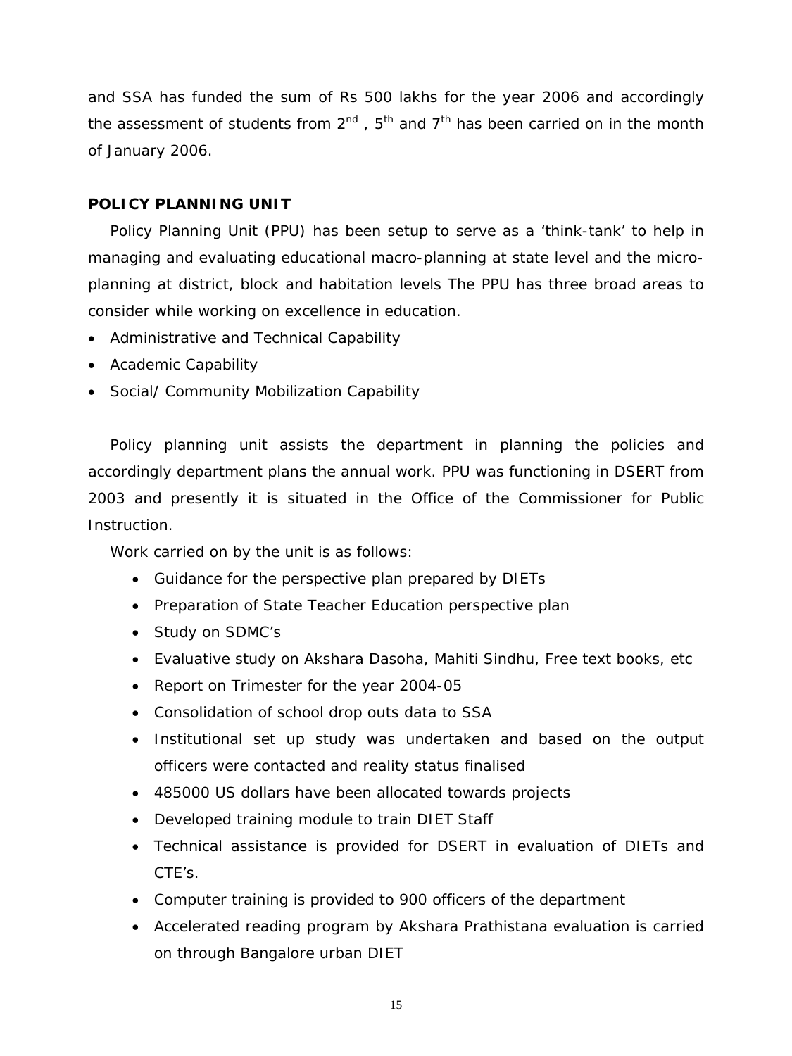and SSA has funded the sum of Rs 500 lakhs for the year 2006 and accordingly the assessment of students from 2nd , 5th and 7th has been carried on in the month of January 2006.

## POLICY PLANNING UNIT

Policy Planning Unit (PPU) has been setup to serve as a 'think-tank' to help in managing and evaluating educational macro-planning at state level and the micro-planning at district, block and habitation levels The PPU has three broad areas to consider while working on excellence in education.

- Administrative and Technical Capability
- Academic Capability
- Social/ Community Mobilization Capability

Policy planning unit assists the department in planning the policies and accordingly department plans the annual work. PPU was functioning in DSERT from 2003 and presently it is situated in the Office of the Commissioner for Public Instruction.

Work carried on by the unit is as follows:

- Guidance for the perspective plan prepared by DIETs
- Preparation of State Teacher Education perspective plan
- Study on SDMC's
- Evaluative study on Akshara Dasoha, Mahiti Sindhu, Free text books, etc
- Report on Trimester for the year 2004-05
- Consolidation of school drop outs data to SSA
- Institutional set up study was undertaken and based on the output officers were contacted and reality status finalised
- 485000 US dollars have been allocated towards projects
- Developed training module to train DIET Staff
- Technical assistance is provided for DSERT in evaluation of DIETs and CTE's.
- Computer training is provided to 900 officers of the department
- Accelerated reading program by Akshara Prathistana evaluation is carried on through Bangalore urban DIET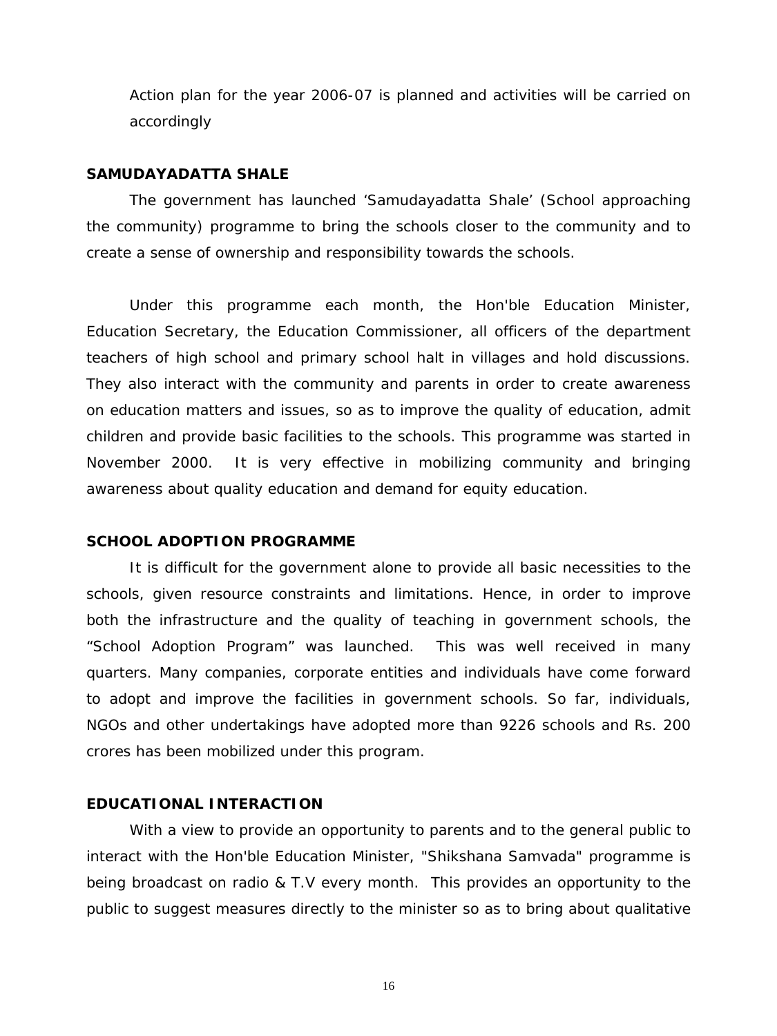Action plan for the year 2006-07 is planned and activities will be carried on accordingly

### SAMUDAYADATTA SHALE

The government has launched 'Samudayadatta Shale' (School approaching the community) programme to bring the schools closer to the community and to create a sense of ownership and responsibility towards the schools.

Under this programme each month, the Hon'ble Education Minister, Education Secretary, the Education Commissioner, all officers of the department teachers of high school and primary school halt in villages and hold discussions. They also interact with the community and parents in order to create awareness on education matters and issues, so as to improve the quality of education, admit children and provide basic facilities to the schools. This programme was started in November 2000. It is very effective in mobilizing community and bringing awareness about quality education and demand for equity education.

### SCHOOL ADOPTION PROGRAMME

It is difficult for the government alone to provide all basic necessities to the schools, given resource constraints and limitations. Hence, in order to improve both the infrastructure and the quality of teaching in government schools, the "School Adoption Program" was launched. This was well received in many quarters. Many companies, corporate entities and individuals have come forward to adopt and improve the facilities in government schools. So far, individuals, NGOs and other undertakings have adopted more than 9226 schools and Rs. 200 crores has been mobilized under this program.

### EDUCATIONAL INTERACTION

With a view to provide an opportunity to parents and to the general public to interact with the Hon'ble Education Minister, "Shikshana Samvada" programme is being broadcast on radio & T.V every month. This provides an opportunity to the public to suggest measures directly to the minister so as to bring about qualitative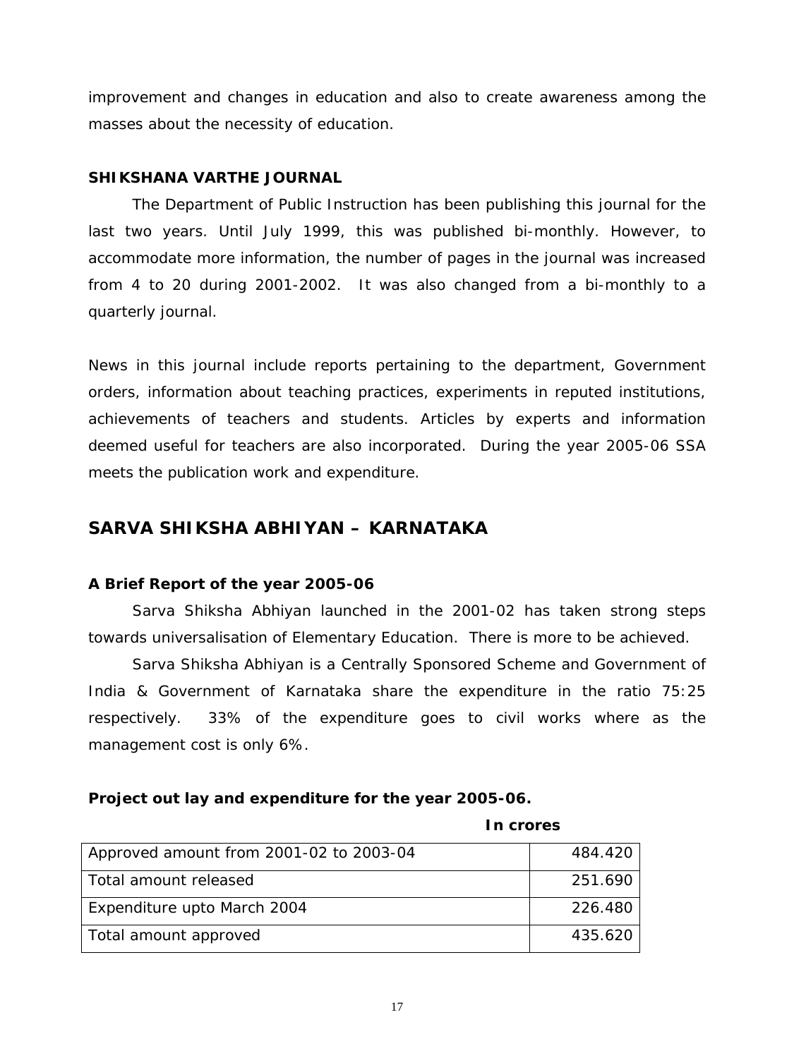improvement and changes in education and also to create awareness among the masses about the necessity of education.

### SHIKSHANA VARTHE JOURNAL

The Department of Public Instruction has been publishing this journal for the last two years. Until July 1999, this was published bi-monthly. However, to accommodate more information, the number of pages in the journal was increased from 4 to 20 during 2001-2002. It was also changed from a bi-monthly to a quarterly journal.

News in this journal include reports pertaining to the department, Government orders, information about teaching practices, experiments in reputed institutions, achievements of teachers and students. Articles by experts and information deemed useful for teachers are also incorporated. During the year 2005-06 SSA meets the publication work and expenditure.

## SARVA SHIKSHA ABHIYAN – KARNATAKA

### A Brief Report of the year 2005-06

Sarva Shiksha Abhiyan launched in the 2001-02 has taken strong steps towards universalisation of Elementary Education. There is more to be achieved.

Sarva Shiksha Abhiyan is a Centrally Sponsored Scheme and Government of India & Government of Karnataka share the expenditure in the ratio 75:25 respectively. 33% of the expenditure goes to civil works where as the management cost is only 6%.

**Project out lay and expenditure for the year 2005-06.**

**In crores**

| | |
|---|---|
| Approved amount from 2001-02 to 2003-04 | 484.420 |
| Total amount released | 251.690 |
| Expenditure upto March 2004 | 226.480 |
| Total amount approved | 435.620 |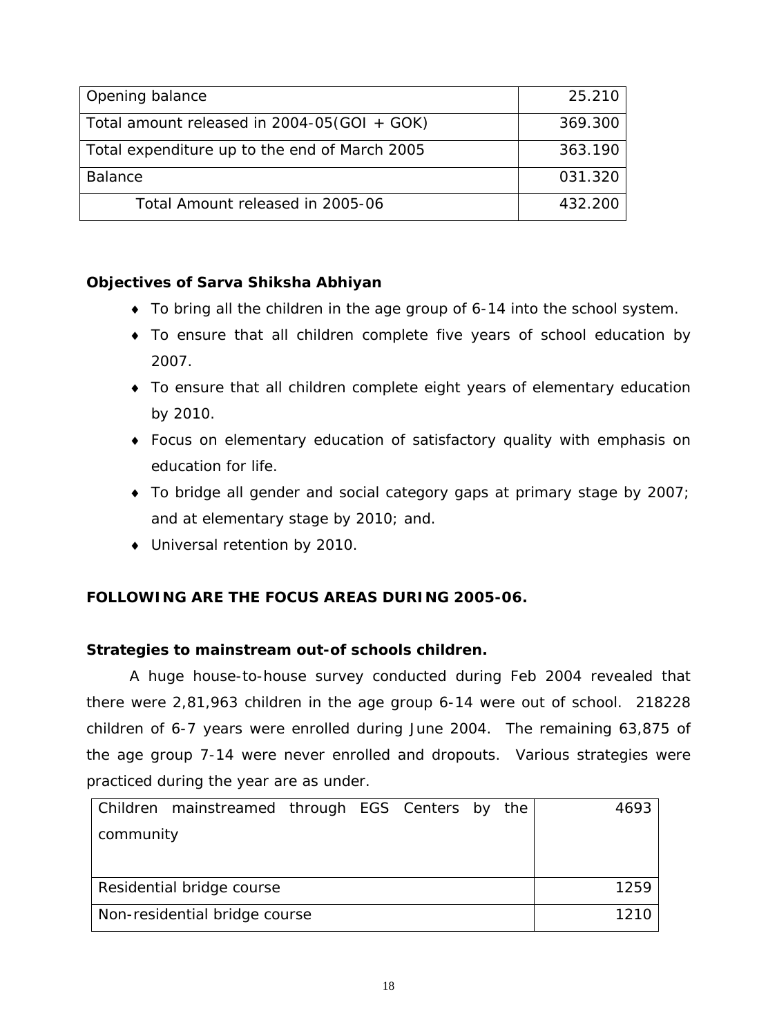| Opening balance | 25.210 |
|---|---|
| Total amount released in 2004-05(GOI + GOK) | 369.300 |
| Total expenditure up to the end of March 2005 | 363.190 |
| Balance | 031.320 |
| Total Amount released in 2005-06 | 432.200 |

**Objectives of Sarva Shiksha Abhiyan**

- To bring all the children in the age group of 6-14 into the school system.
- To ensure that all children complete five years of school education by 2007.
- To ensure that all children complete eight years of elementary education by 2010.
- Focus on elementary education of satisfactory quality with emphasis on education for life.
- To bridge all gender and social category gaps at primary stage by 2007; and at elementary stage by 2010; and.
- Universal retention by 2010.

**FOLLOWING ARE THE FOCUS AREAS DURING 2005-06.**

**Strategies to mainstream out-of schools children.**

A huge house-to-house survey conducted during Feb 2004 revealed that there were 2,81,963 children in the age group 6-14 were out of school. 218228 children of 6-7 years were enrolled during June 2004. The remaining 63,875 of the age group 7-14 were never enrolled and dropouts. Various strategies were practiced during the year are as under.

| Children mainstreamed through EGS Centers by the community | 4693 |
|---|---|
| Residential bridge course | 1259 |
| Non-residential bridge course | 1210 |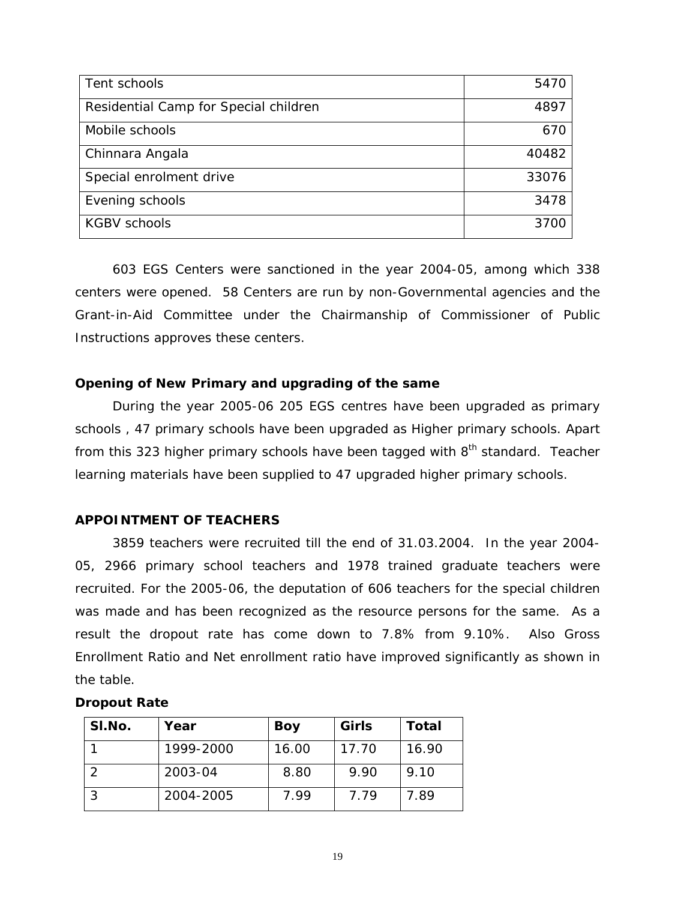| Tent schools | 5470 |
|---|---|
| Residential Camp for Special children | 4897 |
| Mobile schools | 670 |
| Chinnara Angala | 40482 |
| Special enrolment drive | 33076 |
| Evening schools | 3478 |
| KGBV schools | 3700 |

603 EGS Centers were sanctioned in the year 2004-05, among which 338 centers were opened. 58 Centers are run by non-Governmental agencies and the Grant-in-Aid Committee under the Chairmanship of Commissioner of Public Instructions approves these centers.

**Opening of New Primary and upgrading of the same**

During the year 2005-06 205 EGS centres have been upgraded as primary schools , 47 primary schools have been upgraded as Higher primary schools. Apart from this 323 higher primary schools have been tagged with 8th standard. Teacher learning materials have been supplied to 47 upgraded higher primary schools.

**APPOINTMENT OF TEACHERS**

3859 teachers were recruited till the end of 31.03.2004. In the year 2004-05, 2966 primary school teachers and 1978 trained graduate teachers were recruited. For the 2005-06, the deputation of 606 teachers for the special children was made and has been recognized as the resource persons for the same. As a result the dropout rate has come down to 7.8% from 9.10%. Also Gross Enrollment Ratio and Net enrollment ratio have improved significantly as shown in the table.

**Dropout Rate**

| Sl.No. | Year | Boy | Girls | Total |
|---|---|---|---|---|
| 1 | 1999-2000 | 16.00 | 17.70 | 16.90 |
| 2 | 2003-04 | 8.80 | 9.90 | 9.10 |
| 3 | 2004-2005 | 7.99 | 7.79 | 7.89 |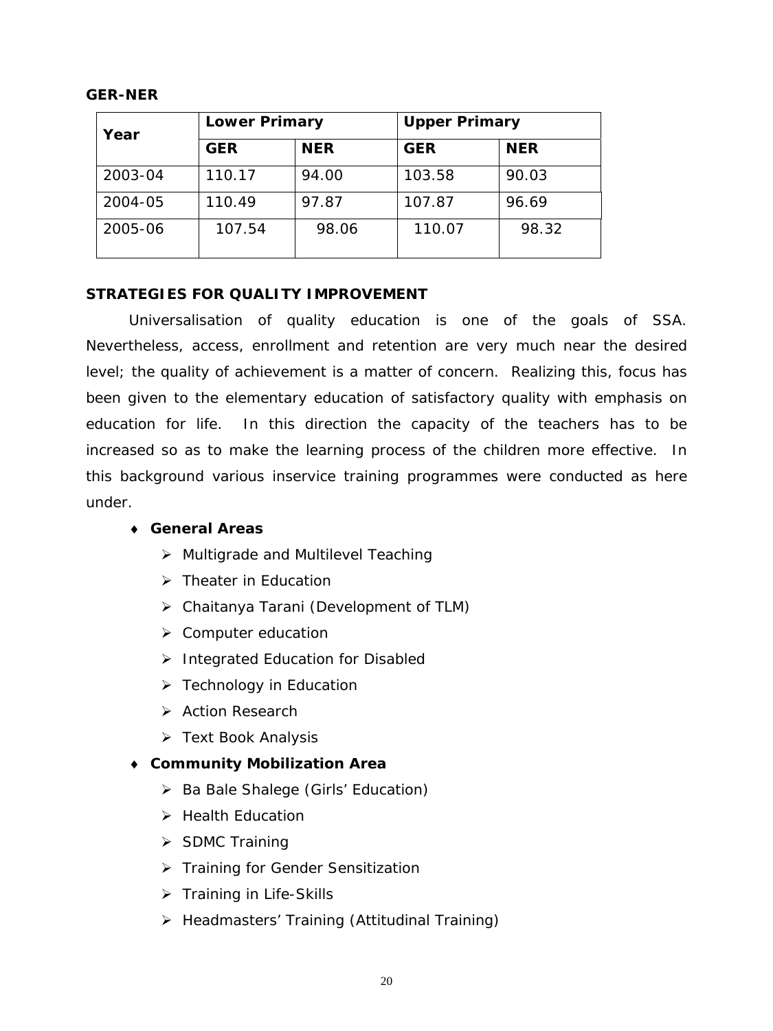**GER-NER**

| Year | Lower Primary | | Upper Primary | |
|---|---|---|---|---|
| | **GER** | **NER** | **GER** | **NER** |
| 2003-04 | 110.17 | 94.00 | 103.58 | 90.03 |
| 2004-05 | 110.49 | 97.87 | 107.87 | 96.69 |
| 2005-06 | 107.54 | 98.06 | 110.07 | 98.32 |

**STRATEGIES FOR QUALITY IMPROVEMENT**

Universalisation of quality education is one of the goals of SSA. Nevertheless, access, enrollment and retention are very much near the desired level; the quality of achievement is a matter of concern. Realizing this, focus has been given to the elementary education of satisfactory quality with emphasis on education for life. In this direction the capacity of the teachers has to be increased so as to make the learning process of the children more effective. In this background various inservice training programmes were conducted as here under.

- **General Areas**
  - Multigrade and Multilevel Teaching
  - Theater in Education
  - Chaitanya Tarani (Development of TLM)
  - Computer education
  - Integrated Education for Disabled
  - Technology in Education
  - Action Research
  - Text Book Analysis
- **Community Mobilization Area**
  - Ba Bale Shalege (Girls' Education)
  - Health Education
  - SDMC Training
  - Training for Gender Sensitization
  - Training in Life-Skills
  - Headmasters' Training (Attitudinal Training)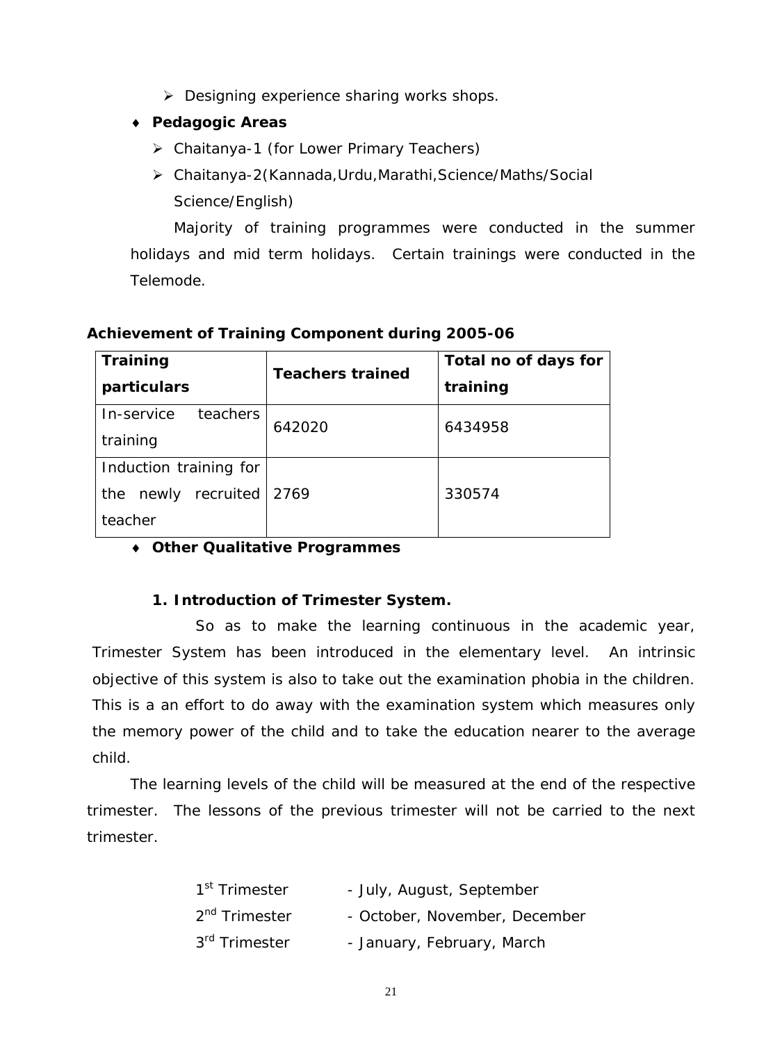- Designing experience sharing works shops.

- **Pedagogic Areas**
  - Chaitanya-1 (for Lower Primary Teachers)
  - Chaitanya-2(Kannada,Urdu,Marathi,Science/Maths/Social Science/English)

Majority of training programmes were conducted in the summer holidays and mid term holidays. Certain trainings were conducted in the Telemode.

**Achievement of Training Component during 2005-06**

| Training particulars | Teachers trained | Total no of days for training |
|---|---|---|
| In-service teachers training | 642020 | 6434958 |
| Induction training for the newly recruited teacher | 2769 | 330574 |

- **Other Qualitative Programmes**

**1. Introduction of Trimester System.**

So as to make the learning continuous in the academic year, Trimester System has been introduced in the elementary level. An intrinsic objective of this system is also to take out the examination phobia in the children. This is a an effort to do away with the examination system which measures only the memory power of the child and to take the education nearer to the average child.

The learning levels of the child will be measured at the end of the respective trimester. The lessons of the previous trimester will not be carried to the next trimester.

1st Trimester - July, August, September
2nd Trimester - October, November, December
3rd Trimester - January, February, March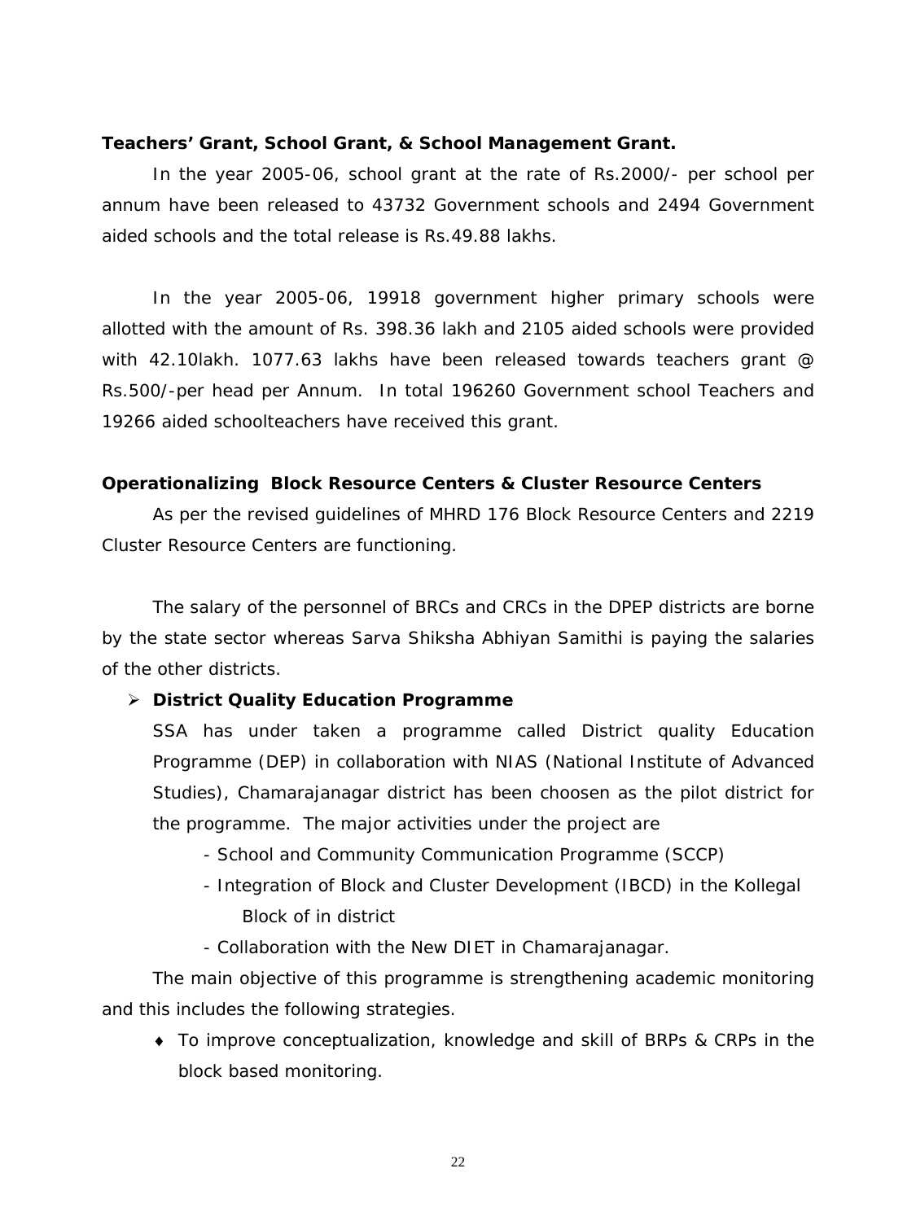**Teachers' Grant, School Grant, & School Management Grant.**

In the year 2005-06, school grant at the rate of Rs.2000/- per school per annum have been released to 43732 Government schools and 2494 Government aided schools and the total release is Rs.49.88 lakhs.

In the year 2005-06, 19918 government higher primary schools were allotted with the amount of Rs. 398.36 lakh and 2105 aided schools were provided with 42.10lakh. 1077.63 lakhs have been released towards teachers grant @ Rs.500/-per head per Annum. In total 196260 Government school Teachers and 19266 aided schoolteachers have received this grant.

**Operationalizing Block Resource Centers & Cluster Resource Centers**

As per the revised guidelines of MHRD 176 Block Resource Centers and 2219 Cluster Resource Centers are functioning.

The salary of the personnel of BRCs and CRCs in the DPEP districts are borne by the state sector whereas Sarva Shiksha Abhiyan Samithi is paying the salaries of the other districts.

- **District Quality Education Programme**

  SSA has under taken a programme called District quality Education Programme (DEP) in collaboration with NIAS (National Institute of Advanced Studies), Chamarajanagar district has been choosen as the pilot district for the programme. The major activities under the project are

  - School and Community Communication Programme (SCCP)
  - Integration of Block and Cluster Development (IBCD) in the Kollegal Block of in district
  - Collaboration with the New DIET in Chamarajanagar.

The main objective of this programme is strengthening academic monitoring and this includes the following strategies.

- To improve conceptualization, knowledge and skill of BRPs & CRPs in the block based monitoring.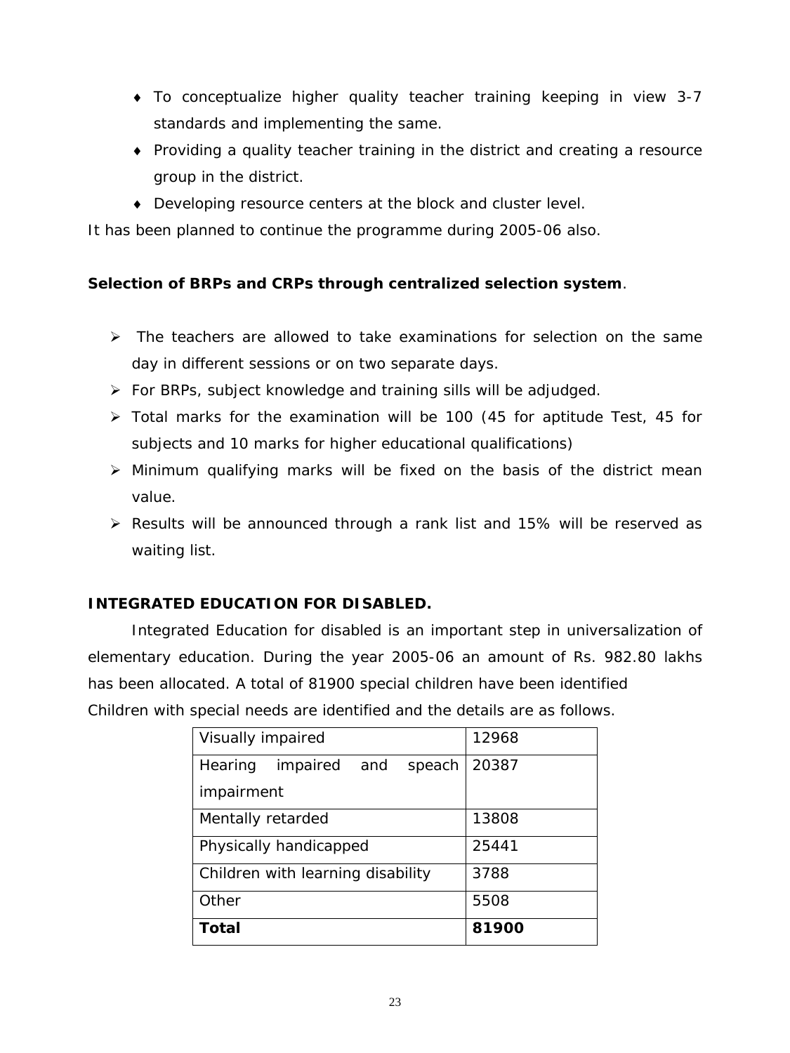- To conceptualize higher quality teacher training keeping in view 3-7 standards and implementing the same.
- Providing a quality teacher training in the district and creating a resource group in the district.
- Developing resource centers at the block and cluster level.

It has been planned to continue the programme during 2005-06 also.

**Selection of BRPs and CRPs through centralized selection system**.

- The teachers are allowed to take examinations for selection on the same day in different sessions or on two separate days.
- For BRPs, subject knowledge and training sills will be adjudged.
- Total marks for the examination will be 100 (45 for aptitude Test, 45 for subjects and 10 marks for higher educational qualifications)
- Minimum qualifying marks will be fixed on the basis of the district mean value.
- Results will be announced through a rank list and 15% will be reserved as waiting list.

**INTEGRATED EDUCATION FOR DISABLED.**

Integrated Education for disabled is an important step in universalization of elementary education. During the year 2005-06 an amount of Rs. 982.80 lakhs has been allocated. A total of 81900 special children have been identified

Children with special needs are identified and the details are as follows.

| | |
|---|---|
| Visually impaired | 12968 |
| Hearing impaired and speach impairment | 20387 |
| Mentally retarded | 13808 |
| Physically handicapped | 25441 |
| Children with learning disability | 3788 |
| Other | 5508 |
| **Total** | **81900** |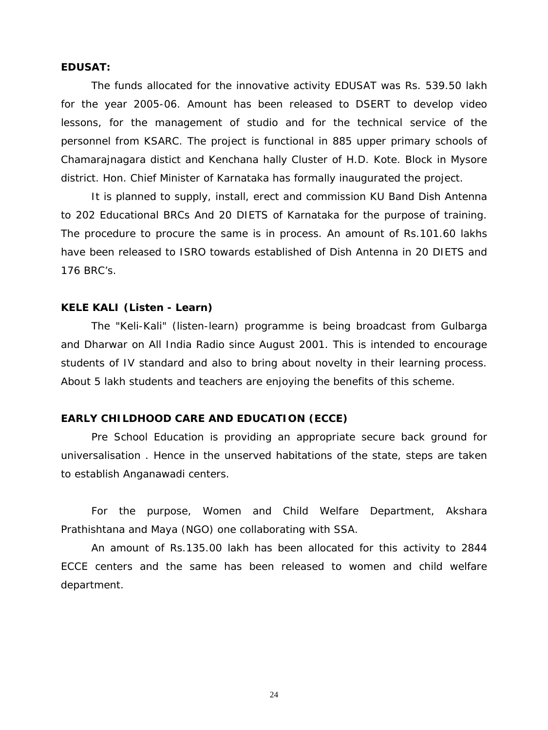**EDUSAT:**

The funds allocated for the innovative activity EDUSAT was Rs. 539.50 lakh for the year 2005-06. Amount has been released to DSERT to develop video lessons, for the management of studio and for the technical service of the personnel from KSARC. The project is functional in 885 upper primary schools of Chamarajnagara distict and Kenchana hally Cluster of H.D. Kote. Block in Mysore district. Hon. Chief Minister of Karnataka has formally inaugurated the project.

It is planned to supply, install, erect and commission KU Band Dish Antenna to 202 Educational BRCs And 20 DIETS of Karnataka for the purpose of training. The procedure to procure the same is in process. An amount of Rs.101.60 lakhs have been released to ISRO towards established of Dish Antenna in 20 DIETS and 176 BRC's.

**KELE KALI (Listen - Learn)**

The "Keli-Kali" (listen-learn) programme is being broadcast from Gulbarga and Dharwar on All India Radio since August 2001. This is intended to encourage students of IV standard and also to bring about novelty in their learning process. About 5 lakh students and teachers are enjoying the benefits of this scheme.

**EARLY CHILDHOOD CARE AND EDUCATION (ECCE)**

Pre School Education is providing an appropriate secure back ground for universalisation . Hence in the unserved habitations of the state, steps are taken to establish Anganawadi centers.

For the purpose, Women and Child Welfare Department, Akshara Prathishtana and Maya (NGO) one collaborating with SSA.

An amount of Rs.135.00 lakh has been allocated for this activity to 2844 ECCE centers and the same has been released to women and child welfare department.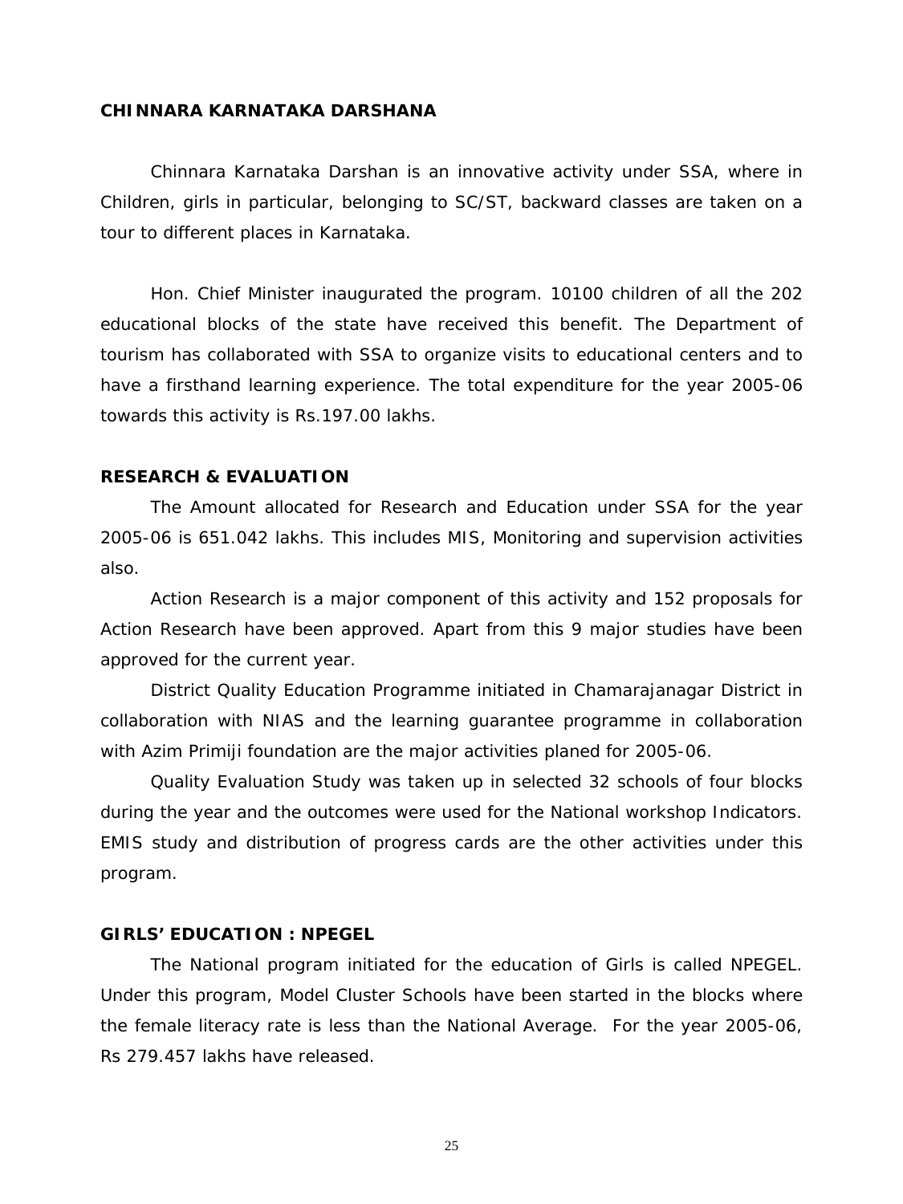## CHINNARA KARNATAKA DARSHANA

Chinnara Karnataka Darshan is an innovative activity under SSA, where in Children, girls in particular, belonging to SC/ST, backward classes are taken on a tour to different places in Karnataka.

Hon. Chief Minister inaugurated the program. 10100 children of all the 202 educational blocks of the state have received this benefit. The Department of tourism has collaborated with SSA to organize visits to educational centers and to have a firsthand learning experience. The total expenditure for the year 2005-06 towards this activity is Rs.197.00 lakhs.

## RESEARCH & EVALUATION

The Amount allocated for Research and Education under SSA for the year 2005-06 is 651.042 lakhs. This includes MIS, Monitoring and supervision activities also.

Action Research is a major component of this activity and 152 proposals for Action Research have been approved. Apart from this 9 major studies have been approved for the current year.

District Quality Education Programme initiated in Chamarajanagar District in collaboration with NIAS and the learning guarantee programme in collaboration with Azim Primiji foundation are the major activities planed for 2005-06.

Quality Evaluation Study was taken up in selected 32 schools of four blocks during the year and the outcomes were used for the National workshop Indicators. EMIS study and distribution of progress cards are the other activities under this program.

## GIRLS' EDUCATION : NPEGEL

The National program initiated for the education of Girls is called NPEGEL. Under this program, Model Cluster Schools have been started in the blocks where the female literacy rate is less than the National Average. For the year 2005-06, Rs 279.457 lakhs have released.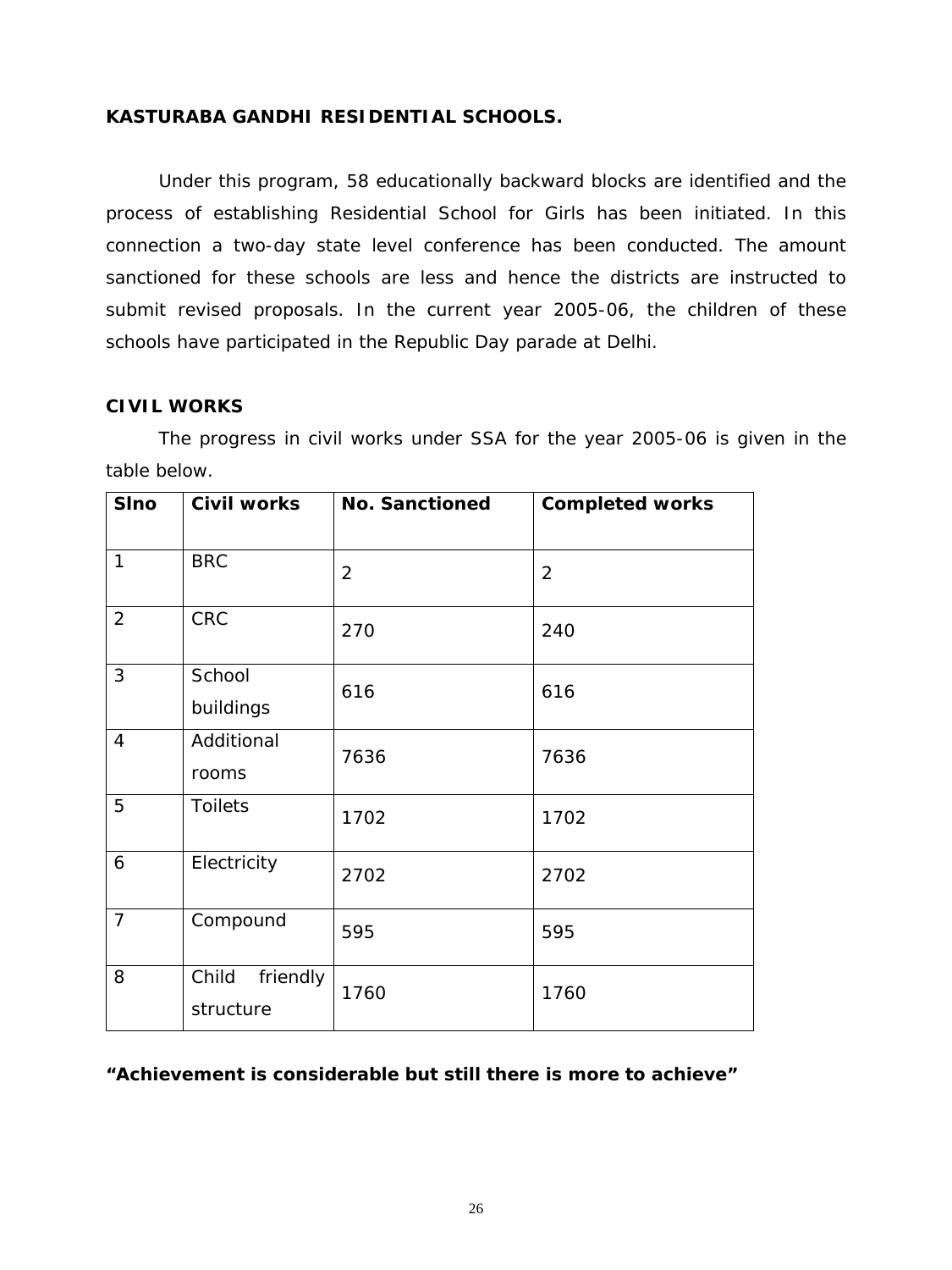## KASTURABA GANDHI RESIDENTIAL SCHOOLS.

Under this program, 58 educationally backward blocks are identified and the process of establishing Residential School for Girls has been initiated. In this connection a two-day state level conference has been conducted. The amount sanctioned for these schools are less and hence the districts are instructed to submit revised proposals. In the current year 2005-06, the children of these schools have participated in the Republic Day parade at Delhi.

## CIVIL WORKS

The progress in civil works under SSA for the year 2005-06 is given in the table below.

| Slno | Civil works | No. Sanctioned | Completed works |
|---|---|---|---|
| 1 | BRC | 2 | 2 |
| 2 | CRC | 270 | 240 |
| 3 | School buildings | 616 | 616 |
| 4 | Additional rooms | 7636 | 7636 |
| 5 | Toilets | 1702 | 1702 |
| 6 | Electricity | 2702 | 2702 |
| 7 | Compound | 595 | 595 |
| 8 | Child friendly structure | 1760 | 1760 |

***"Achievement is considerable but still there is more to achieve"***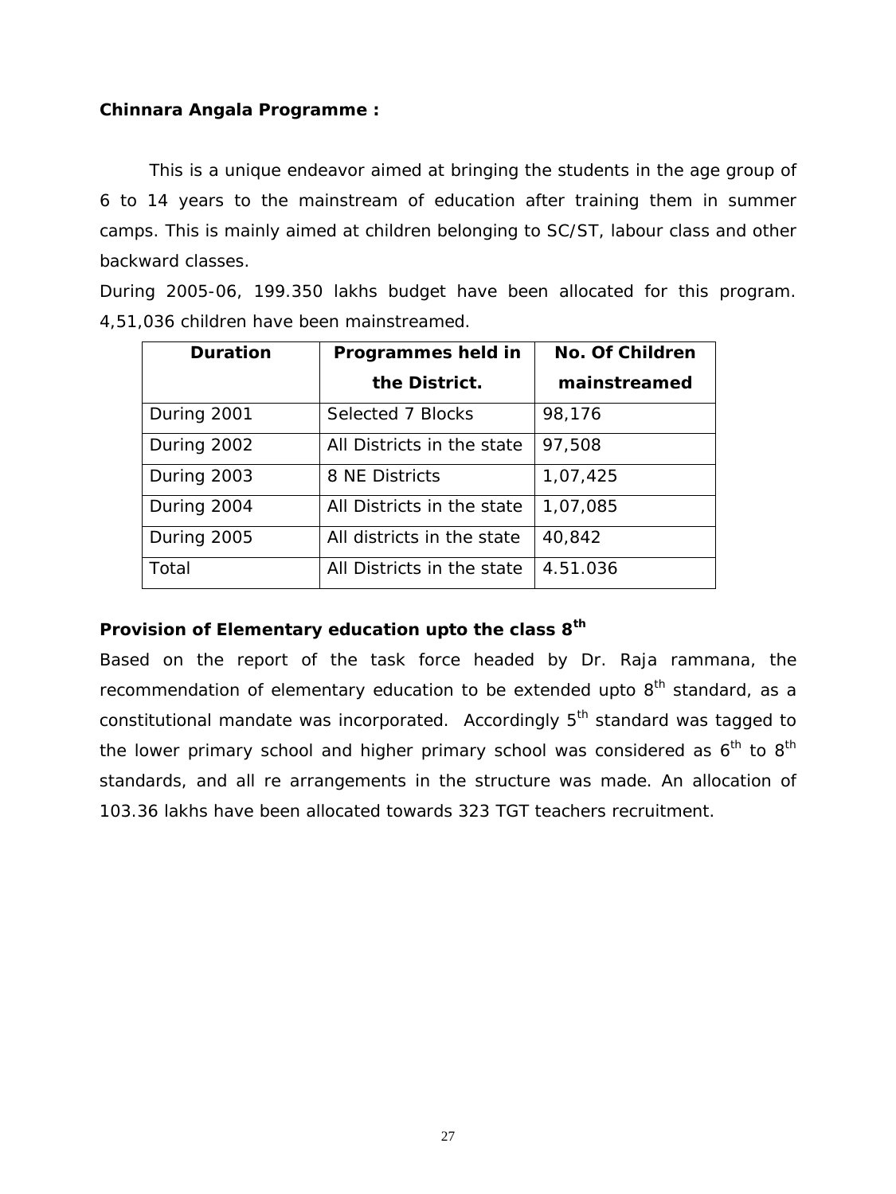**Chinnara Angala Programme :**

This is a unique endeavor aimed at bringing the students in the age group of 6 to 14 years to the mainstream of education after training them in summer camps. This is mainly aimed at children belonging to SC/ST, labour class and other backward classes.

During 2005-06, 199.350 lakhs budget have been allocated for this program. 4,51,036 children have been mainstreamed.

| Duration | Programmes held in the District. | No. Of Children mainstreamed |
|---|---|---|
| During 2001 | Selected 7 Blocks | 98,176 |
| During 2002 | All Districts in the state | 97,508 |
| During 2003 | 8 NE Districts | 1,07,425 |
| During 2004 | All Districts in the state | 1,07,085 |
| During 2005 | All districts in the state | 40,842 |
| Total | All Districts in the state | 4.51.036 |

**Provision of Elementary education upto the class 8th**

Based on the report of the task force headed by Dr. Raja rammana, the recommendation of elementary education to be extended upto 8th standard, as a constitutional mandate was incorporated. Accordingly 5th standard was tagged to the lower primary school and higher primary school was considered as 6th to 8th standards, and all re arrangements in the structure was made. An allocation of 103.36 lakhs have been allocated towards 323 TGT teachers recruitment.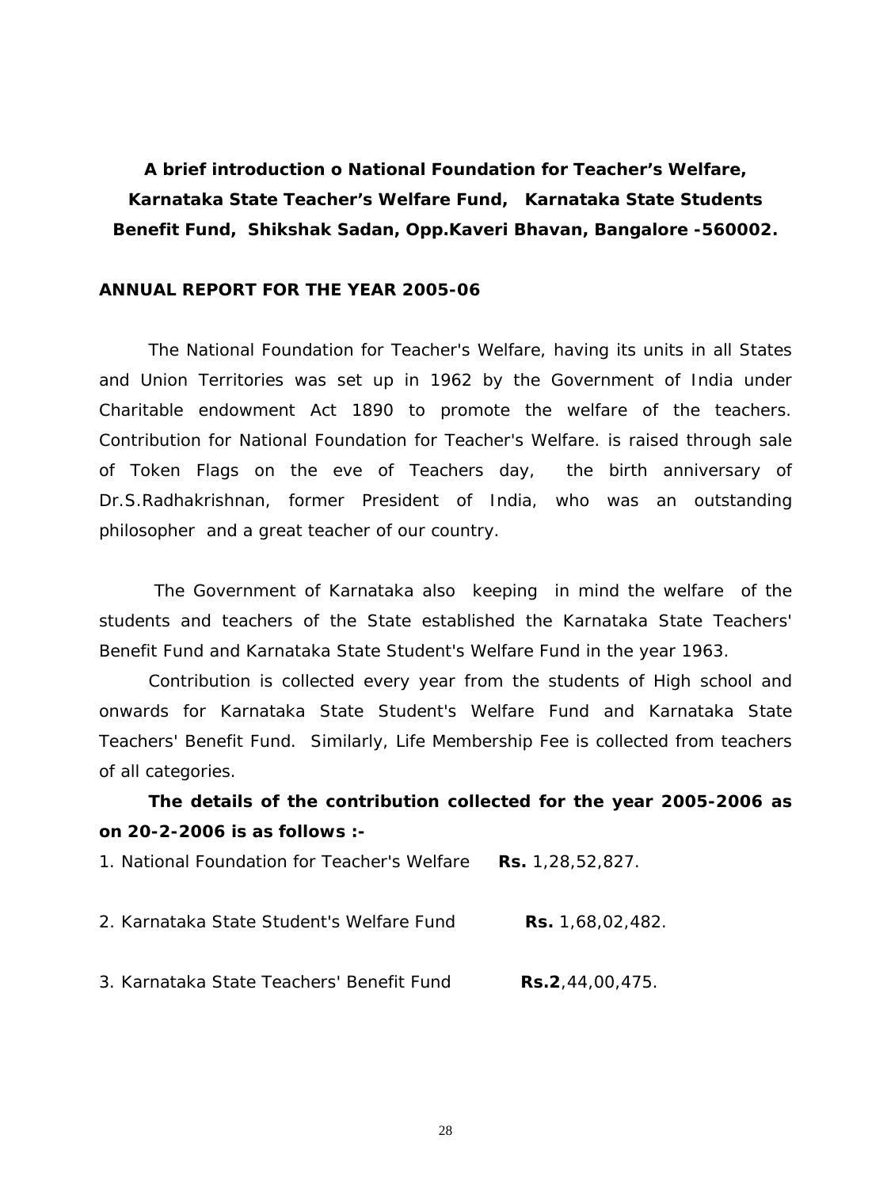**A brief introduction o National Foundation for Teacher's Welfare, Karnataka State Teacher's Welfare Fund, Karnataka State Students Benefit Fund, Shikshak Sadan, Opp.Kaveri Bhavan, Bangalore -560002.**

**ANNUAL REPORT FOR THE YEAR 2005-06**

The National Foundation for Teacher's Welfare, having its units in all States and Union Territories was set up in 1962 by the Government of India under Charitable endowment Act 1890 to promote the welfare of the teachers. Contribution for National Foundation for Teacher's Welfare. is raised through sale of Token Flags on the eve of Teachers day, the birth anniversary of Dr.S.Radhakrishnan, former President of India, who was an outstanding philosopher and a great teacher of our country.

The Government of Karnataka also keeping in mind the welfare of the students and teachers of the State established the Karnataka State Teachers' Benefit Fund and Karnataka State Student's Welfare Fund in the year 1963.

Contribution is collected every year from the students of High school and onwards for Karnataka State Student's Welfare Fund and Karnataka State Teachers' Benefit Fund. Similarly, Life Membership Fee is collected from teachers of all categories.

**The details of the contribution collected for the year 2005-2006 as on 20-2-2006 is as follows :-**

1. National Foundation for Teacher's Welfare **Rs.** 1,28,52,827.

2. Karnataka State Student's Welfare Fund **Rs.** 1,68,02,482.

3. Karnataka State Teachers' Benefit Fund **Rs.2**,44,00,475.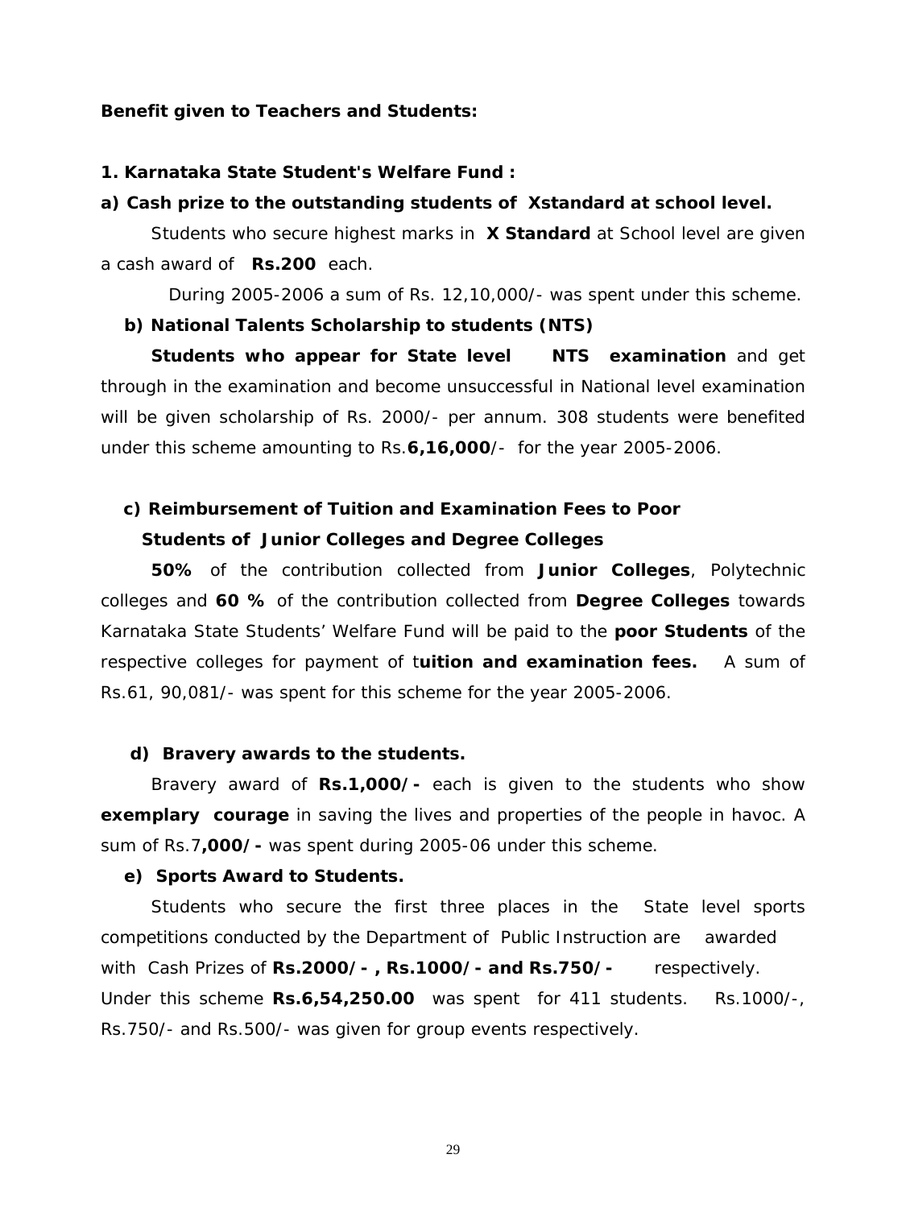**Benefit given to Teachers and Students:**

**1. Karnataka State Student's Welfare Fund :**

**a) Cash prize to the outstanding students of Xstandard at school level.**

Students who secure highest marks in **X Standard** at School level are given a cash award of **Rs.200** each.

During 2005-2006 a sum of Rs. 12,10,000/- was spent under this scheme.

**b) National Talents Scholarship to students (NTS)**

**Students who appear for State level NTS examination** and get through in the examination and become unsuccessful in National level examination will be given scholarship of Rs. 2000/- per annum. 308 students were benefited under this scheme amounting to Rs.**6,16,000**/- for the year 2005-2006.

**c) Reimbursement of Tuition and Examination Fees to Poor Students of Junior Colleges and Degree Colleges**

**50%** of the contribution collected from **Junior Colleges**, Polytechnic colleges and **60 %** of the contribution collected from **Degree Colleges** towards Karnataka State Students' Welfare Fund will be paid to the **poor Students** of the respective colleges for payment of t**uition and examination fees.** A sum of Rs.61, 90,081/- was spent for this scheme for the year 2005-2006.

**d) Bravery awards to the students.**

Bravery award of **Rs.1,000/-** each is given to the students who show **exemplary courage** in saving the lives and properties of the people in havoc. A sum of Rs.7**,000/-** was spent during 2005-06 under this scheme.

**e) Sports Award to Students.**

Students who secure the first three places in the State level sports competitions conducted by the Department of Public Instruction are awarded with Cash Prizes of **Rs.2000/- , Rs.1000/- and Rs.750/-** respectively. Under this scheme **Rs.6,54,250.00** was spent for 411 students. Rs.1000/-, Rs.750/- and Rs.500/- was given for group events respectively.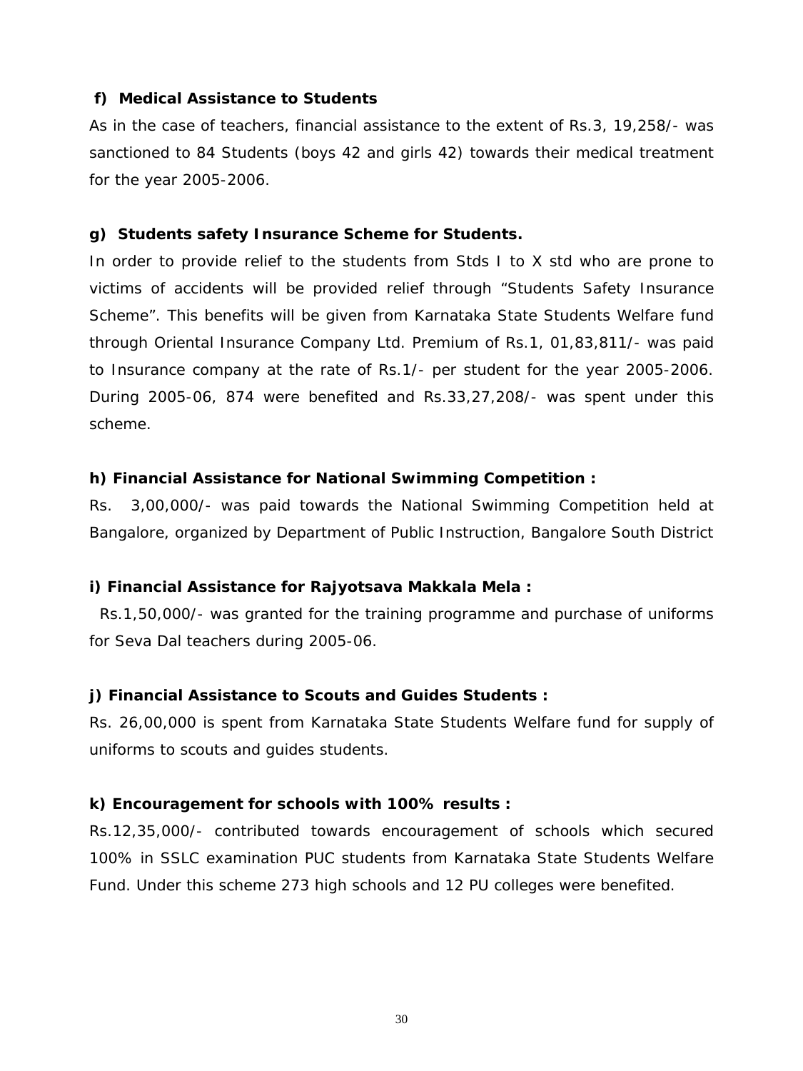**f) Medical Assistance to Students**

As in the case of teachers, financial assistance to the extent of Rs.3, 19,258/- was sanctioned to 84 Students (boys 42 and girls 42) towards their medical treatment for the year 2005-2006.

**g) Students safety Insurance Scheme for Students.**

In order to provide relief to the students from Stds I to X std who are prone to victims of accidents will be provided relief through "Students Safety Insurance Scheme". This benefits will be given from Karnataka State Students Welfare fund through Oriental Insurance Company Ltd. Premium of Rs.1, 01,83,811/- was paid to Insurance company at the rate of Rs.1/- per student for the year 2005-2006. During 2005-06, 874 were benefited and Rs.33,27,208/- was spent under this scheme.

**h) Financial Assistance for National Swimming Competition :**

Rs. 3,00,000/- was paid towards the National Swimming Competition held at Bangalore, organized by Department of Public Instruction, Bangalore South District

**i) Financial Assistance for Rajyotsava Makkala Mela :**

Rs.1,50,000/- was granted for the training programme and purchase of uniforms for Seva Dal teachers during 2005-06.

**j) Financial Assistance to Scouts and Guides Students :**

Rs. 26,00,000 is spent from Karnataka State Students Welfare fund for supply of uniforms to scouts and guides students.

**k) Encouragement for schools with 100% results :**

Rs.12,35,000/- contributed towards encouragement of schools which secured 100% in SSLC examination PUC students from Karnataka State Students Welfare Fund. Under this scheme 273 high schools and 12 PU colleges were benefited.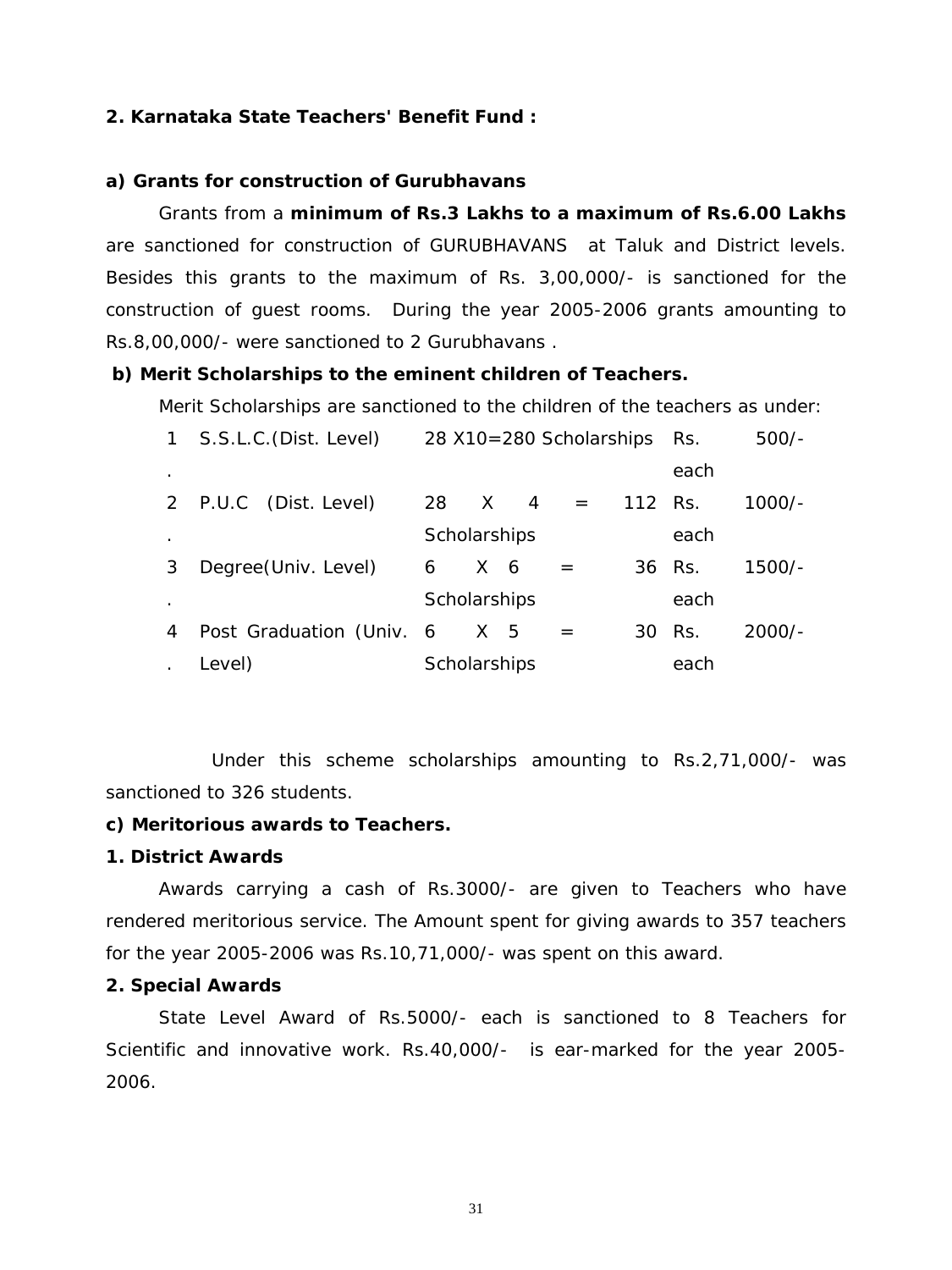## 2. Karnataka State Teachers' Benefit Fund :

### a) Grants for construction of Gurubhavans

Grants from a **minimum of Rs.3 Lakhs to a maximum of Rs.6.00 Lakhs** are sanctioned for construction of GURUBHAVANS at Taluk and District levels. Besides this grants to the maximum of Rs. 3,00,000/- is sanctioned for the construction of guest rooms. During the year 2005-2006 grants amounting to Rs.8,00,000/- were sanctioned to 2 Gurubhavans .

### b) Merit Scholarships to the eminent children of Teachers.

Merit Scholarships are sanctioned to the children of the teachers as under:

| | | | |
|---|---|---|---|
| 1. | S.S.L.C.(Dist. Level) | 28 X10=280 Scholarships | Rs. 500/- each |
| 2. | P.U.C (Dist. Level) | 28 X 4 = 112 Scholarships | Rs. 1000/- each |
| 3. | Degree(Univ. Level) | 6 X 6 = 36 Scholarships | Rs. 1500/- each |
| 4. | Post Graduation (Univ. Level) | 6 X 5 = 30 Scholarships | Rs. 2000/- each |

Under this scheme scholarships amounting to Rs.2,71,000/- was sanctioned to 326 students.

### c) Meritorious awards to Teachers.

#### 1. District Awards

Awards carrying a cash of Rs.3000/- are given to Teachers who have rendered meritorious service. The Amount spent for giving awards to 357 teachers for the year 2005-2006 was Rs.10,71,000/- was spent on this award.

#### 2. Special Awards

State Level Award of Rs.5000/- each is sanctioned to 8 Teachers for Scientific and innovative work. Rs.40,000/- is ear-marked for the year 2005-2006.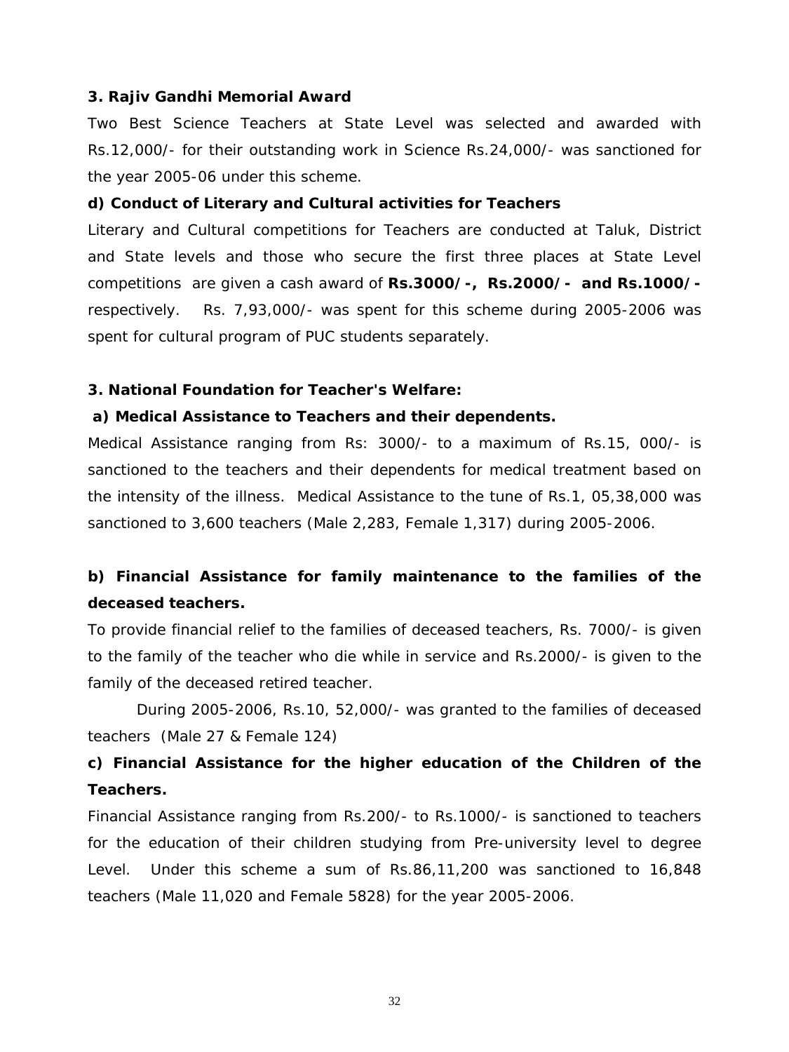**3. Rajiv Gandhi Memorial Award**

Two Best Science Teachers at State Level was selected and awarded with Rs.12,000/- for their outstanding work in Science Rs.24,000/- was sanctioned for the year 2005-06 under this scheme.

**d) Conduct of Literary and Cultural activities for Teachers**

Literary and Cultural competitions for Teachers are conducted at Taluk, District and State levels and those who secure the first three places at State Level competitions are given a cash award of **Rs.3000/-, Rs.2000/- and Rs.1000/-** respectively. Rs. 7,93,000/- was spent for this scheme during 2005-2006 was spent for cultural program of PUC students separately.

**3. National Foundation for Teacher's Welfare:**

**a) Medical Assistance to Teachers and their dependents.**

Medical Assistance ranging from Rs: 3000/- to a maximum of Rs.15, 000/- is sanctioned to the teachers and their dependents for medical treatment based on the intensity of the illness. Medical Assistance to the tune of Rs.1, 05,38,000 was sanctioned to 3,600 teachers (Male 2,283, Female 1,317) during 2005-2006.

**b) Financial Assistance for family maintenance to the families of the deceased teachers.**

To provide financial relief to the families of deceased teachers, Rs. 7000/- is given to the family of the teacher who die while in service and Rs.2000/- is given to the family of the deceased retired teacher.

During 2005-2006, Rs.10, 52,000/- was granted to the families of deceased teachers (Male 27 & Female 124)

**c) Financial Assistance for the higher education of the Children of the Teachers.**

Financial Assistance ranging from Rs.200/- to Rs.1000/- is sanctioned to teachers for the education of their children studying from Pre-university level to degree Level. Under this scheme a sum of Rs.86,11,200 was sanctioned to 16,848 teachers (Male 11,020 and Female 5828) for the year 2005-2006.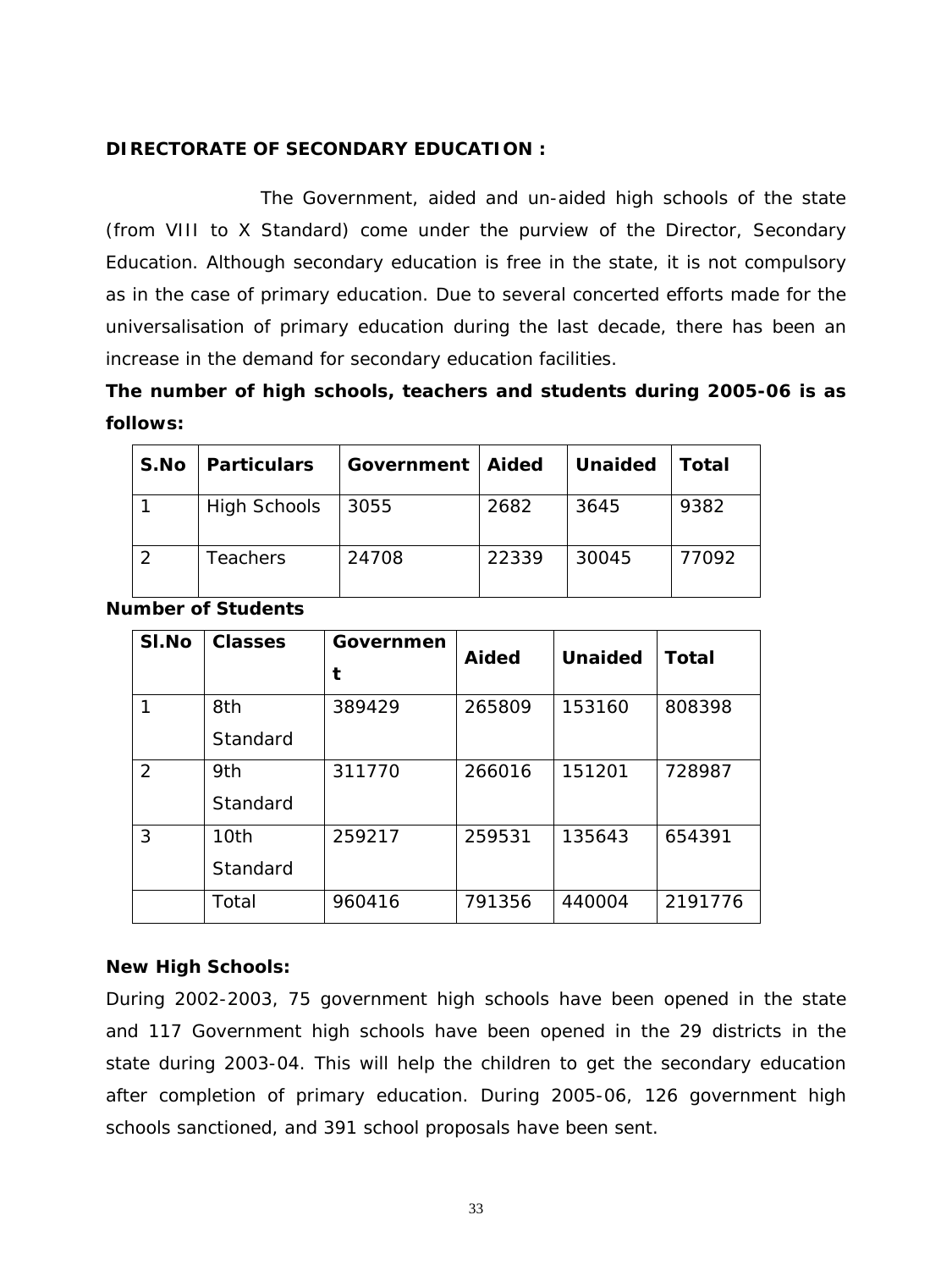## DIRECTORATE OF SECONDARY EDUCATION :

The Government, aided and un-aided high schools of the state (from VIII to X Standard) come under the purview of the Director, Secondary Education. Although secondary education is free in the state, it is not compulsory as in the case of primary education. Due to several concerted efforts made for the universalisation of primary education during the last decade, there has been an increase in the demand for secondary education facilities.

**The number of high schools, teachers and students during 2005-06 is as follows:**

| S.No | Particulars | Government | Aided | Unaided | Total |
|---|---|---|---|---|---|
| 1 | High Schools | 3055 | 2682 | 3645 | 9382 |
| 2 | Teachers | 24708 | 22339 | 30045 | 77092 |

**Number of Students**

| Sl.No | Classes | Government | Aided | Unaided | Total |
|---|---|---|---|---|---|
| 1 | 8th Standard | 389429 | 265809 | 153160 | 808398 |
| 2 | 9th Standard | 311770 | 266016 | 151201 | 728987 |
| 3 | 10th Standard | 259217 | 259531 | 135643 | 654391 |
| | Total | 960416 | 791356 | 440004 | 2191776 |

**New High Schools:**

During 2002-2003, 75 government high schools have been opened in the state and 117 Government high schools have been opened in the 29 districts in the state during 2003-04. This will help the children to get the secondary education after completion of primary education. During 2005-06, 126 government high schools sanctioned, and 391 school proposals have been sent.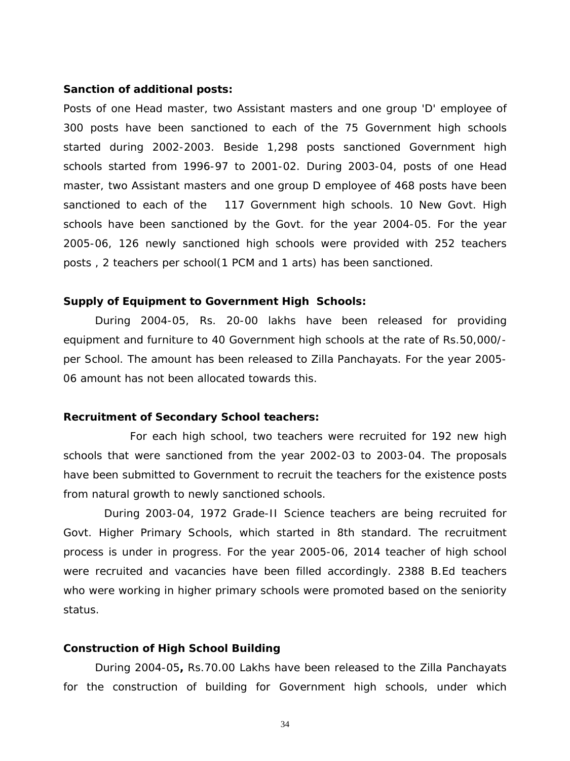**Sanction of additional posts:**

Posts of one Head master, two Assistant masters and one group 'D' employee of 300 posts have been sanctioned to each of the 75 Government high schools started during 2002-2003. Beside 1,298 posts sanctioned Government high schools started from 1996-97 to 2001-02. During 2003-04, posts of one Head master, two Assistant masters and one group D employee of 468 posts have been sanctioned to each of the 117 Government high schools. 10 New Govt. High schools have been sanctioned by the Govt. for the year 2004-05. For the year 2005-06, 126 newly sanctioned high schools were provided with 252 teachers posts , 2 teachers per school(1 PCM and 1 arts) has been sanctioned.

**Supply of Equipment to Government High Schools:**

During 2004-05, Rs. 20-00 lakhs have been released for providing equipment and furniture to 40 Government high schools at the rate of Rs.50,000/- per School. The amount has been released to Zilla Panchayats. For the year 2005-06 amount has not been allocated towards this.

**Recruitment of Secondary School teachers:**

For each high school, two teachers were recruited for 192 new high schools that were sanctioned from the year 2002-03 to 2003-04. The proposals have been submitted to Government to recruit the teachers for the existence posts from natural growth to newly sanctioned schools.

During 2003-04, 1972 Grade-II Science teachers are being recruited for Govt. Higher Primary Schools, which started in 8th standard. The recruitment process is under in progress. For the year 2005-06, 2014 teacher of high school were recruited and vacancies have been filled accordingly. 2388 B.Ed teachers who were working in higher primary schools were promoted based on the seniority status.

**Construction of High School Building**

During 2004-05**,** Rs.70.00 Lakhs have been released to the Zilla Panchayats for the construction of building for Government high schools, under which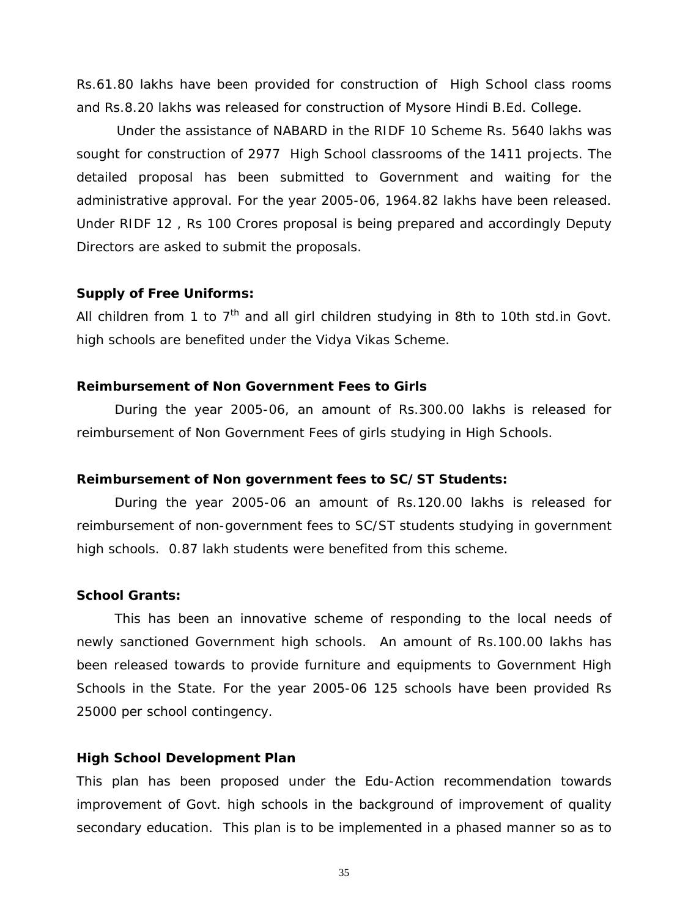Rs.61.80 lakhs have been provided for construction of High School class rooms and Rs.8.20 lakhs was released for construction of Mysore Hindi B.Ed. College.

Under the assistance of NABARD in the RIDF 10 Scheme Rs. 5640 lakhs was sought for construction of 2977 High School classrooms of the 1411 projects. The detailed proposal has been submitted to Government and waiting for the administrative approval. For the year 2005-06, 1964.82 lakhs have been released. Under RIDF 12 , Rs 100 Crores proposal is being prepared and accordingly Deputy Directors are asked to submit the proposals.

**Supply of Free Uniforms:**

All children from 1 to 7th and all girl children studying in 8th to 10th std.in Govt. high schools are benefited under the Vidya Vikas Scheme.

**Reimbursement of Non Government Fees to Girls**

During the year 2005-06, an amount of Rs.300.00 lakhs is released for reimbursement of Non Government Fees of girls studying in High Schools.

**Reimbursement of Non government fees to SC/ST Students:**

During the year 2005-06 an amount of Rs.120.00 lakhs is released for reimbursement of non-government fees to SC/ST students studying in government high schools. 0.87 lakh students were benefited from this scheme.

**School Grants:**

This has been an innovative scheme of responding to the local needs of newly sanctioned Government high schools. An amount of Rs.100.00 lakhs has been released towards to provide furniture and equipments to Government High Schools in the State. For the year 2005-06 125 schools have been provided Rs 25000 per school contingency.

**High School Development Plan**

This plan has been proposed under the Edu-Action recommendation towards improvement of Govt. high schools in the background of improvement of quality secondary education. This plan is to be implemented in a phased manner so as to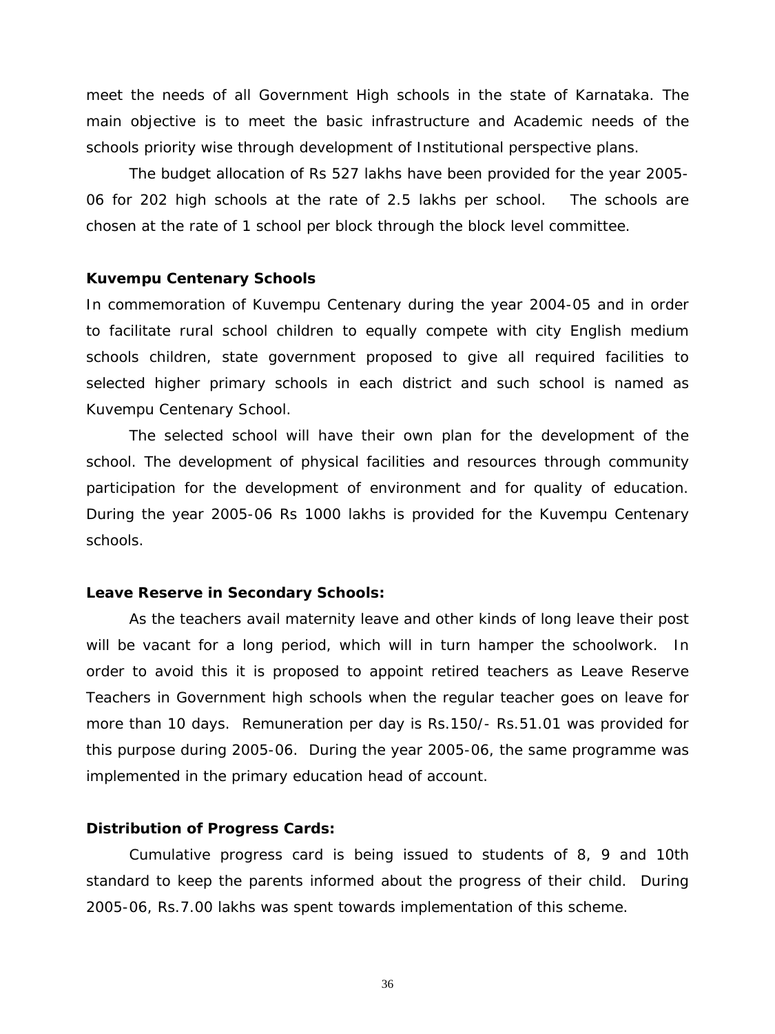meet the needs of all Government High schools in the state of Karnataka. The main objective is to meet the basic infrastructure and Academic needs of the schools priority wise through development of Institutional perspective plans.

The budget allocation of Rs 527 lakhs have been provided for the year 2005-06 for 202 high schools at the rate of 2.5 lakhs per school. The schools are chosen at the rate of 1 school per block through the block level committee.

**Kuvempu Centenary Schools**

In commemoration of Kuvempu Centenary during the year 2004-05 and in order to facilitate rural school children to equally compete with city English medium schools children, state government proposed to give all required facilities to selected higher primary schools in each district and such school is named as Kuvempu Centenary School.

The selected school will have their own plan for the development of the school. The development of physical facilities and resources through community participation for the development of environment and for quality of education. During the year 2005-06 Rs 1000 lakhs is provided for the Kuvempu Centenary schools.

**Leave Reserve in Secondary Schools:**

As the teachers avail maternity leave and other kinds of long leave their post will be vacant for a long period, which will in turn hamper the schoolwork. In order to avoid this it is proposed to appoint retired teachers as Leave Reserve Teachers in Government high schools when the regular teacher goes on leave for more than 10 days. Remuneration per day is Rs.150/- Rs.51.01 was provided for this purpose during 2005-06. During the year 2005-06, the same programme was implemented in the primary education head of account.

**Distribution of Progress Cards:**

Cumulative progress card is being issued to students of 8, 9 and 10th standard to keep the parents informed about the progress of their child. During 2005-06, Rs.7.00 lakhs was spent towards implementation of this scheme.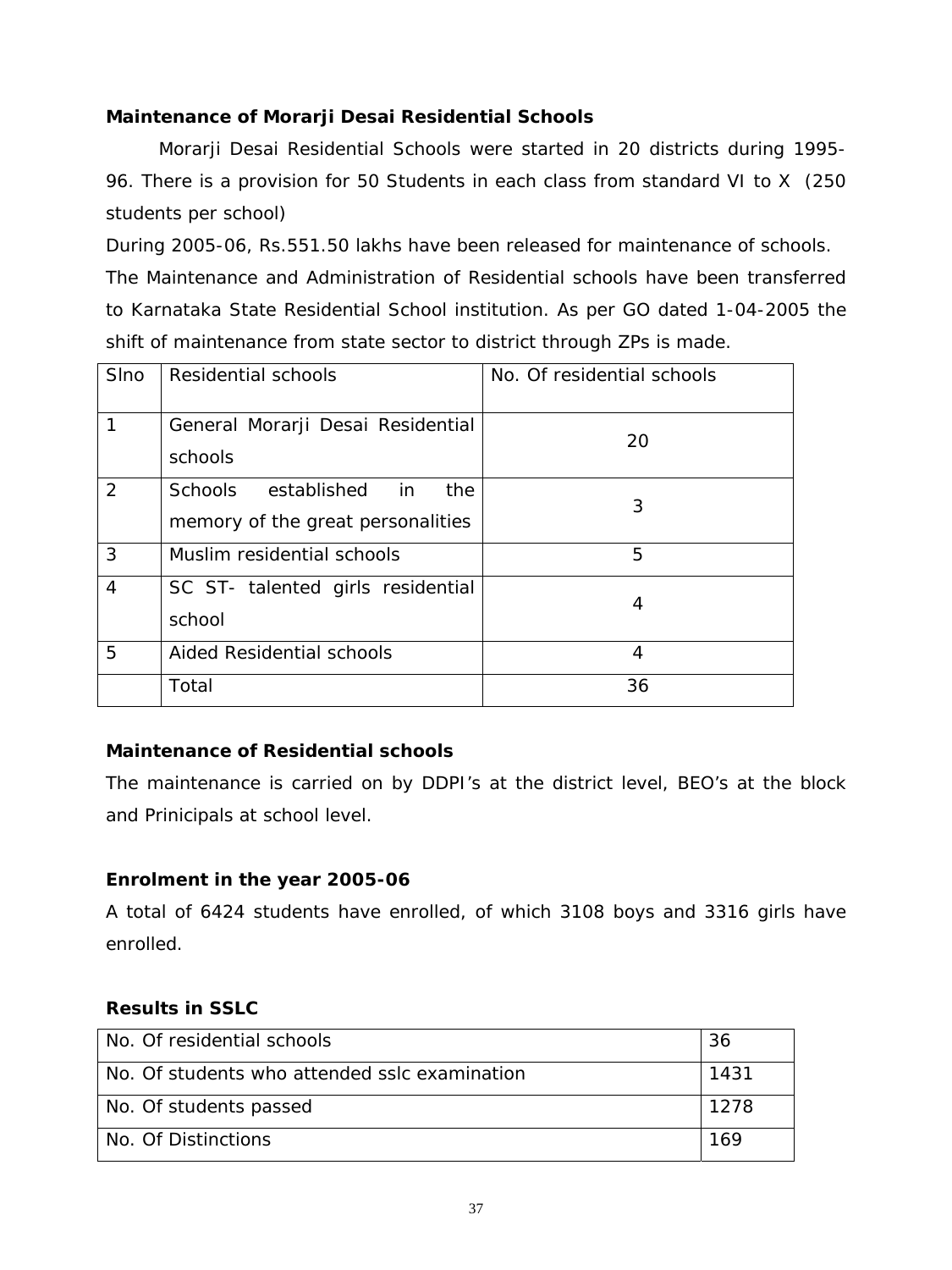### Maintenance of Morarji Desai Residential Schools

Morarji Desai Residential Schools were started in 20 districts during 1995-96. There is a provision for 50 Students in each class from standard VI to X (250 students per school)

During 2005-06, Rs.551.50 lakhs have been released for maintenance of schools.

The Maintenance and Administration of Residential schools have been transferred to Karnataka State Residential School institution. As per GO dated 1-04-2005 the shift of maintenance from state sector to district through ZPs is made.

| Slno | Residential schools | No. Of residential schools |
|---|---|---|
| 1 | General Morarji Desai Residential schools | 20 |
| 2 | Schools established in the memory of the great personalities | 3 |
| 3 | Muslim residential schools | 5 |
| 4 | SC ST- talented girls residential school | 4 |
| 5 | Aided Residential schools | 4 |
| | Total | 36 |

### Maintenance of Residential schools

The maintenance is carried on by DDPI's at the district level, BEO's at the block and Prinicipals at school level.

### Enrolment in the year 2005-06

A total of 6424 students have enrolled, of which 3108 boys and 3316 girls have enrolled.

### Results in SSLC

| No. Of residential schools | 36 |
|---|---|
| No. Of students who attended sslc examination | 1431 |
| No. Of students passed | 1278 |
| No. Of Distinctions | 169 |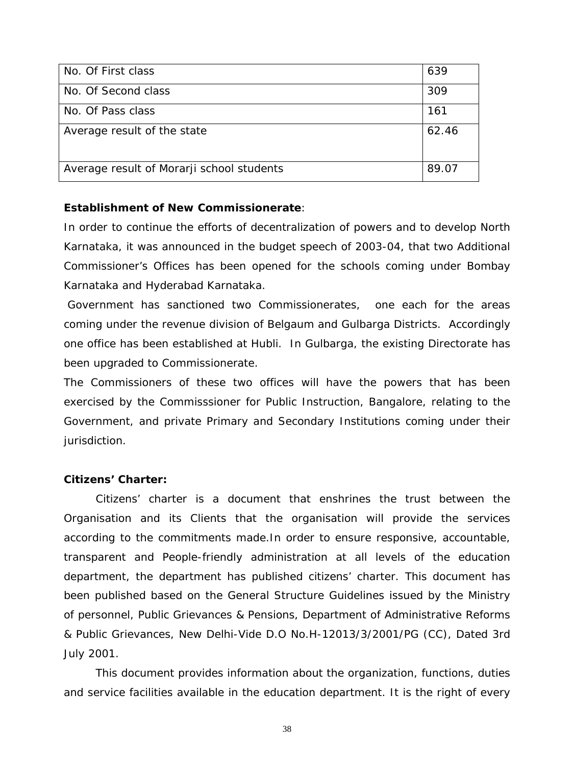| No. Of First class | 639 |
|---|---|
| No. Of Second class | 309 |
| No. Of Pass class | 161 |
| Average result of the state | 62.46 |
| Average result of Morarji school students | 89.07 |

**Establishment of New Commissionerate**:

In order to continue the efforts of decentralization of powers and to develop North Karnataka, it was announced in the budget speech of 2003-04, that two Additional Commissioner's Offices has been opened for the schools coming under Bombay Karnataka and Hyderabad Karnataka.

Government has sanctioned two Commissionerates, one each for the areas coming under the revenue division of Belgaum and Gulbarga Districts. Accordingly one office has been established at Hubli. In Gulbarga, the existing Directorate has been upgraded to Commissionerate.

The Commissioners of these two offices will have the powers that has been exercised by the Commisssioner for Public Instruction, Bangalore, relating to the Government, and private Primary and Secondary Institutions coming under their jurisdiction.

**Citizens' Charter:**

Citizens' charter is a document that enshrines the trust between the Organisation and its Clients that the organisation will provide the services according to the commitments made.In order to ensure responsive, accountable, transparent and People-friendly administration at all levels of the education department, the department has published citizens' charter. This document has been published based on the General Structure Guidelines issued by the Ministry of personnel, Public Grievances & Pensions, Department of Administrative Reforms & Public Grievances, New Delhi-Vide D.O No.H-12013/3/2001/PG (CC), Dated 3rd July 2001.

This document provides information about the organization, functions, duties and service facilities available in the education department. It is the right of every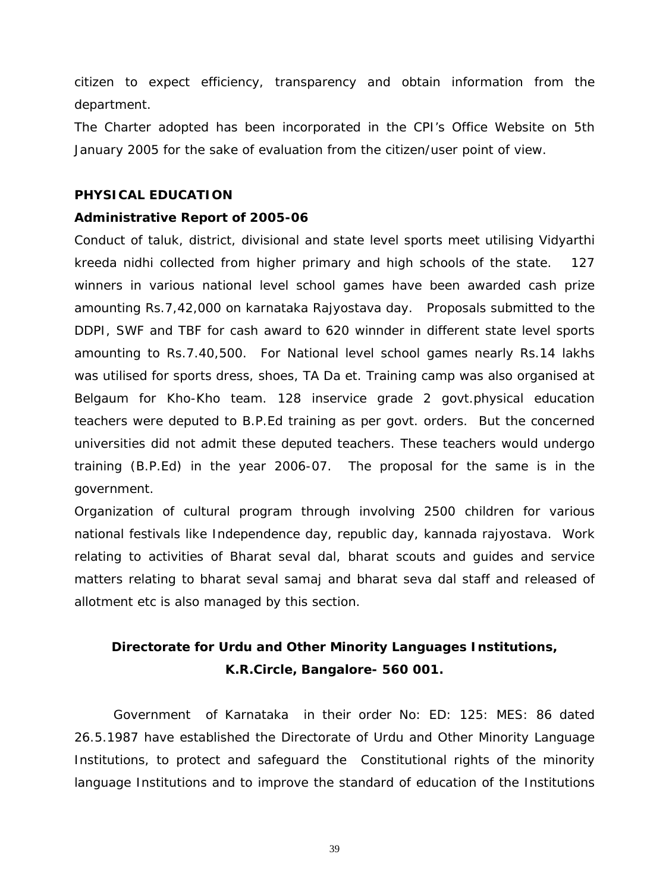citizen to expect efficiency, transparency and obtain information from the department.

The Charter adopted has been incorporated in the CPI's Office Website on 5th January 2005 for the sake of evaluation from the citizen/user point of view.

**PHYSICAL EDUCATION**

**Administrative Report of 2005-06**

Conduct of taluk, district, divisional and state level sports meet utilising Vidyarthi kreeda nidhi collected from higher primary and high schools of the state. 127 winners in various national level school games have been awarded cash prize amounting Rs.7,42,000 on karnataka Rajyostava day. Proposals submitted to the DDPI, SWF and TBF for cash award to 620 winnder in different state level sports amounting to Rs.7.40,500. For National level school games nearly Rs.14 lakhs was utilised for sports dress, shoes, TA Da et. Training camp was also organised at Belgaum for Kho-Kho team. 128 inservice grade 2 govt.physical education teachers were deputed to B.P.Ed training as per govt. orders. But the concerned universities did not admit these deputed teachers. These teachers would undergo training (B.P.Ed) in the year 2006-07. The proposal for the same is in the government.

Organization of cultural program through involving 2500 children for various national festivals like Independence day, republic day, kannada rajyostava. Work relating to activities of Bharat seval dal, bharat scouts and guides and service matters relating to bharat seval samaj and bharat seva dal staff and released of allotment etc is also managed by this section.

## Directorate for Urdu and Other Minority Languages Institutions, K.R.Circle, Bangalore- 560 001.

Government of Karnataka in their order No: ED: 125: MES: 86 dated 26.5.1987 have established the Directorate of Urdu and Other Minority Language Institutions, to protect and safeguard the Constitutional rights of the minority language Institutions and to improve the standard of education of the Institutions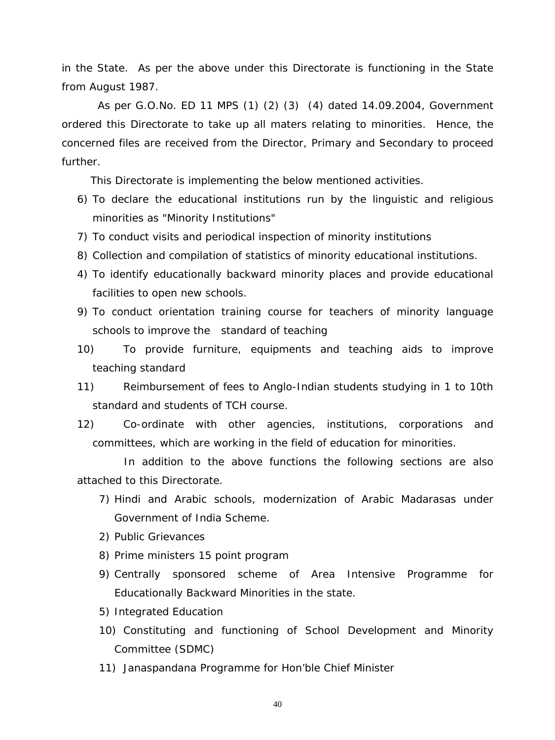in the State. As per the above under this Directorate is functioning in the State from August 1987.

As per G.O.No. ED 11 MPS (1) (2) (3) (4) dated 14.09.2004, Government ordered this Directorate to take up all maters relating to minorities. Hence, the concerned files are received from the Director, Primary and Secondary to proceed further.

This Directorate is implementing the below mentioned activities.

6) To declare the educational institutions run by the linguistic and religious minorities as "Minority Institutions"
7) To conduct visits and periodical inspection of minority institutions
8) Collection and compilation of statistics of minority educational institutions.
4) To identify educationally backward minority places and provide educational facilities to open new schools.
9) To conduct orientation training course for teachers of minority language schools to improve the standard of teaching
10) To provide furniture, equipments and teaching aids to improve teaching standard
11) Reimbursement of fees to Anglo-Indian students studying in 1 to 10th standard and students of TCH course.
12) Co-ordinate with other agencies, institutions, corporations and committees, which are working in the field of education for minorities.

In addition to the above functions the following sections are also attached to this Directorate.

7) Hindi and Arabic schools, modernization of Arabic Madarasas under Government of India Scheme.
2) Public Grievances
8) Prime ministers 15 point program
9) Centrally sponsored scheme of Area Intensive Programme for Educationally Backward Minorities in the state.
5) Integrated Education
10) Constituting and functioning of School Development and Minority Committee (SDMC)
11) Janaspandana Programme for Hon'ble Chief Minister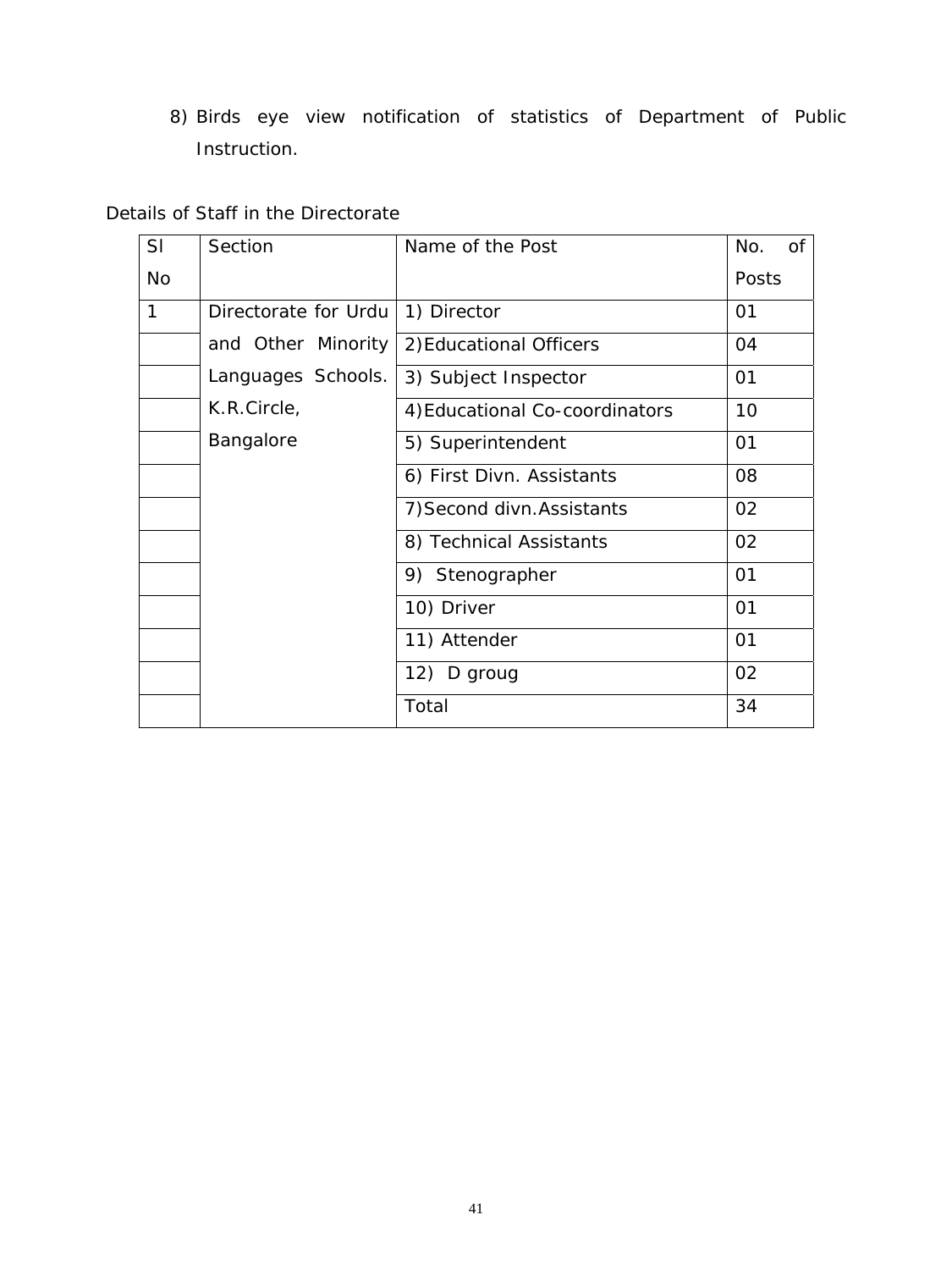8) Birds eye view notification of statistics of Department of Public Instruction.

Details of Staff in the Directorate

| Sl No | Section | Name of the Post | No. of Posts |
|---|---|---|---|
| 1 | Directorate for Urdu and Other Minority Languages Schools. K.R.Circle, Bangalore | 1) Director | 01 |
| | | 2)Educational Officers | 04 |
| | | 3) Subject Inspector | 01 |
| | | 4)Educational Co-coordinators | 10 |
| | | 5) Superintendent | 01 |
| | | 6) First Divn. Assistants | 08 |
| | | 7)Second divn.Assistants | 02 |
| | | 8) Technical Assistants | 02 |
| | | 9) Stenographer | 01 |
| | | 10) Driver | 01 |
| | | 11) Attender | 01 |
| | | 12) D groug | 02 |
| | | Total | 34 |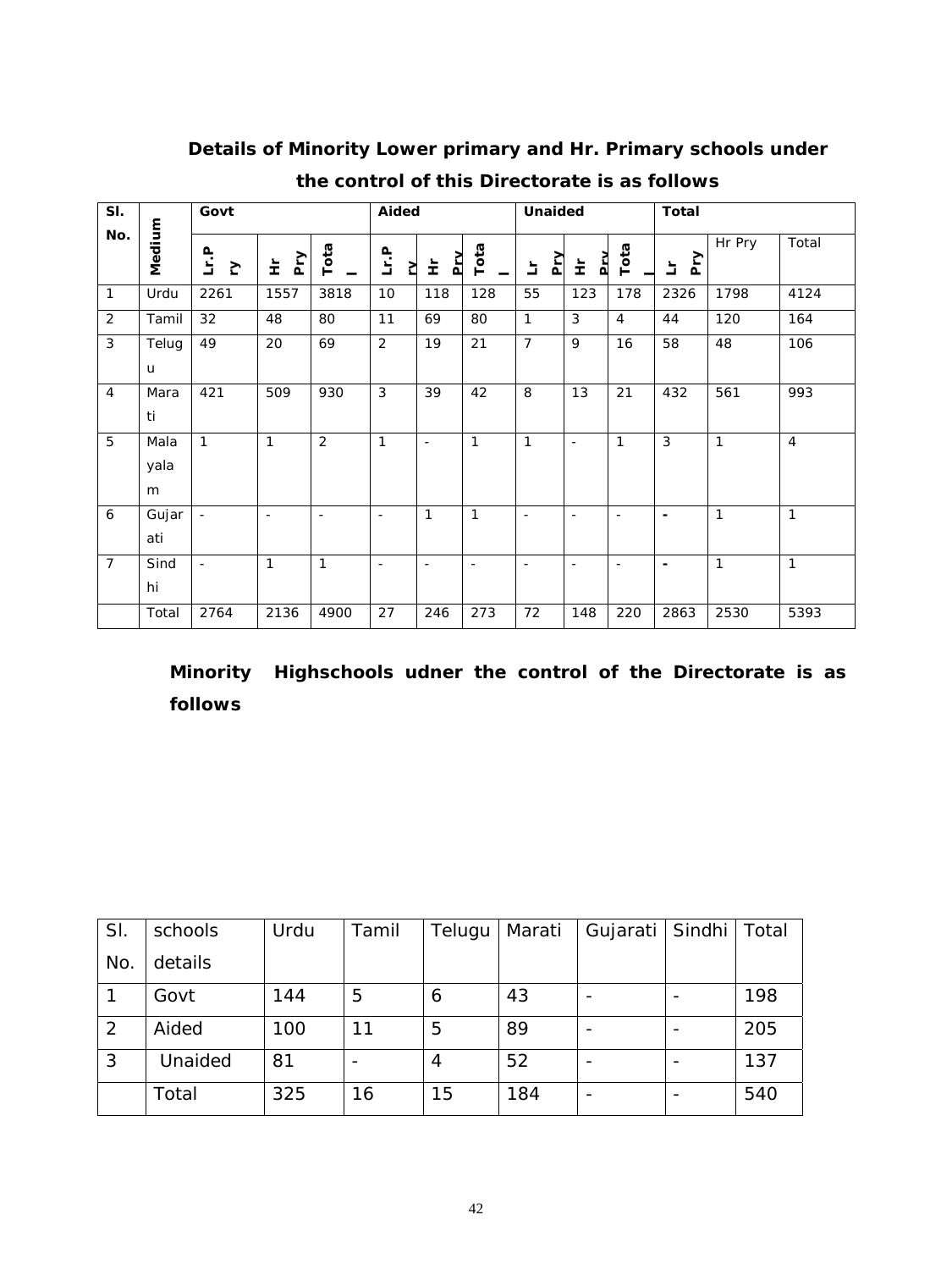**Details of Minority Lower primary and Hr. Primary schools under the control of this Directorate is as follows**

| Sl. No. | Medium | Govt | | | Aided | | | Unaided | | | Total | | |
|---|---|---|---|---|---|---|---|---|---|---|---|---|---|
| | | Lr.Pry | Hr Pry | Total | Lr.Pry | Hr Pry | Total | Lr Pry | Hr Pry | Total | Lr Pry | Hr Pry | Total |
| 1 | Urdu | 2261 | 1557 | 3818 | 10 | 118 | 128 | 55 | 123 | 178 | 2326 | 1798 | 4124 |
| 2 | Tamil | 32 | 48 | 80 | 11 | 69 | 80 | 1 | 3 | 4 | 44 | 120 | 164 |
| 3 | Telugu | 49 | 20 | 69 | 2 | 19 | 21 | 7 | 9 | 16 | 58 | 48 | 106 |
| 4 | Marati | 421 | 509 | 930 | 3 | 39 | 42 | 8 | 13 | 21 | 432 | 561 | 993 |
| 5 | Malayalam | 1 | 1 | 2 | 1 | - | 1 | 1 | - | 1 | 3 | 1 | 4 |
| 6 | Gujarati | - | - | - | - | 1 | 1 | - | - | - | - | 1 | 1 |
| 7 | Sindhi | - | 1 | 1 | - | - | - | - | - | - | - | 1 | 1 |
| | Total | 2764 | 2136 | 4900 | 27 | 246 | 273 | 72 | 148 | 220 | 2863 | 2530 | 5393 |

**Minority Highschools udner the control of the Directorate is as follows**

| Sl. No. | schools details | Urdu | Tamil | Telugu | Marati | Gujarati | Sindhi | Total |
|---|---|---|---|---|---|---|---|---|
| 1 | Govt | 144 | 5 | 6 | 43 | - | - | 198 |
| 2 | Aided | 100 | 11 | 5 | 89 | - | - | 205 |
| 3 | Unaided | 81 | - | 4 | 52 | - | - | 137 |
| | Total | 325 | 16 | 15 | 184 | - | - | 540 |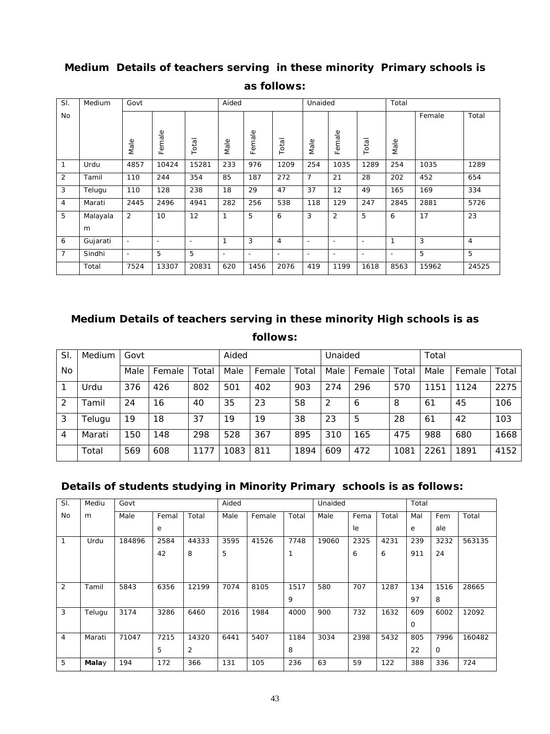## Medium Details of teachers serving in these minority Primary schools is as follows:

| Sl. No | Medium | Govt | | | Aided | | | Unaided | | | Total | | |
|---|---|---|---|---|---|---|---|---|---|---|---|---|---|
| | | Male | Female | Total | Male | Female | Total | Male | Female | Total | Male | Female | Total |
| 1 | Urdu | 4857 | 10424 | 15281 | 233 | 976 | 1209 | 254 | 1035 | 1289 | 254 | 1035 | 1289 |
| 2 | Tamil | 110 | 244 | 354 | 85 | 187 | 272 | 7 | 21 | 28 | 202 | 452 | 654 |
| 3 | Telugu | 110 | 128 | 238 | 18 | 29 | 47 | 37 | 12 | 49 | 165 | 169 | 334 |
| 4 | Marati | 2445 | 2496 | 4941 | 282 | 256 | 538 | 118 | 129 | 247 | 2845 | 2881 | 5726 |
| 5 | Malayalam | 2 | 10 | 12 | 1 | 5 | 6 | 3 | 2 | 5 | 6 | 17 | 23 |
| 6 | Gujarati | - | - | - | 1 | 3 | 4 | - | - | - | 1 | 3 | 4 |
| 7 | Sindhi | - | 5 | 5 | - | - | - | - | - | - | - | 5 | 5 |
| | Total | 7524 | 13307 | 20831 | 620 | 1456 | 2076 | 419 | 1199 | 1618 | 8563 | 15962 | 24525 |

## Medium Details of teachers serving in these minority High schools is as follows:

| Sl. No | Medium | Govt | | | Aided | | | Unaided | | | Total | | |
|---|---|---|---|---|---|---|---|---|---|---|---|---|---|
| | | Male | Female | Total | Male | Female | Total | Male | Female | Total | Male | Female | Total |
| 1 | Urdu | 376 | 426 | 802 | 501 | 402 | 903 | 274 | 296 | 570 | 1151 | 1124 | 2275 |
| 2 | Tamil | 24 | 16 | 40 | 35 | 23 | 58 | 2 | 6 | 8 | 61 | 45 | 106 |
| 3 | Telugu | 19 | 18 | 37 | 19 | 19 | 38 | 23 | 5 | 28 | 61 | 42 | 103 |
| 4 | Marati | 150 | 148 | 298 | 528 | 367 | 895 | 310 | 165 | 475 | 988 | 680 | 1668 |
| | Total | 569 | 608 | 1177 | 1083 | 811 | 1894 | 609 | 472 | 1081 | 2261 | 1891 | 4152 |

## Details of students studying in Minority Primary schools is as follows:

| Sl. No | Medium | Govt | | | Aided | | | Unaided | | | Total | | |
|---|---|---|---|---|---|---|---|---|---|---|---|---|---|
| | | Male | Female | Total | Male | Female | Total | Male | Female | Total | Male | Female | Total |
| 1 | Urdu | 184896 | 258442 | 443338 | 35955 | 41526 | 77481 | 19060 | 23256 | 42316 | 239911 | 323224 | 563135 |
| 2 | Tamil | 5843 | 6356 | 12199 | 7074 | 8105 | 15179 | 580 | 707 | 1287 | 13497 | 15168 | 28665 |
| 3 | Telugu | 3174 | 3286 | 6460 | 2016 | 1984 | 4000 | 900 | 732 | 1632 | 6090 | 6002 | 12092 |
| 4 | Marati | 71047 | 72155 | 143202 | 6441 | 5407 | 11848 | 3034 | 2398 | 5432 | 80522 | 79960 | 160482 |
| 5 | **Mala**y | 194 | 172 | 366 | 131 | 105 | 236 | 63 | 59 | 122 | 388 | 336 | 724 |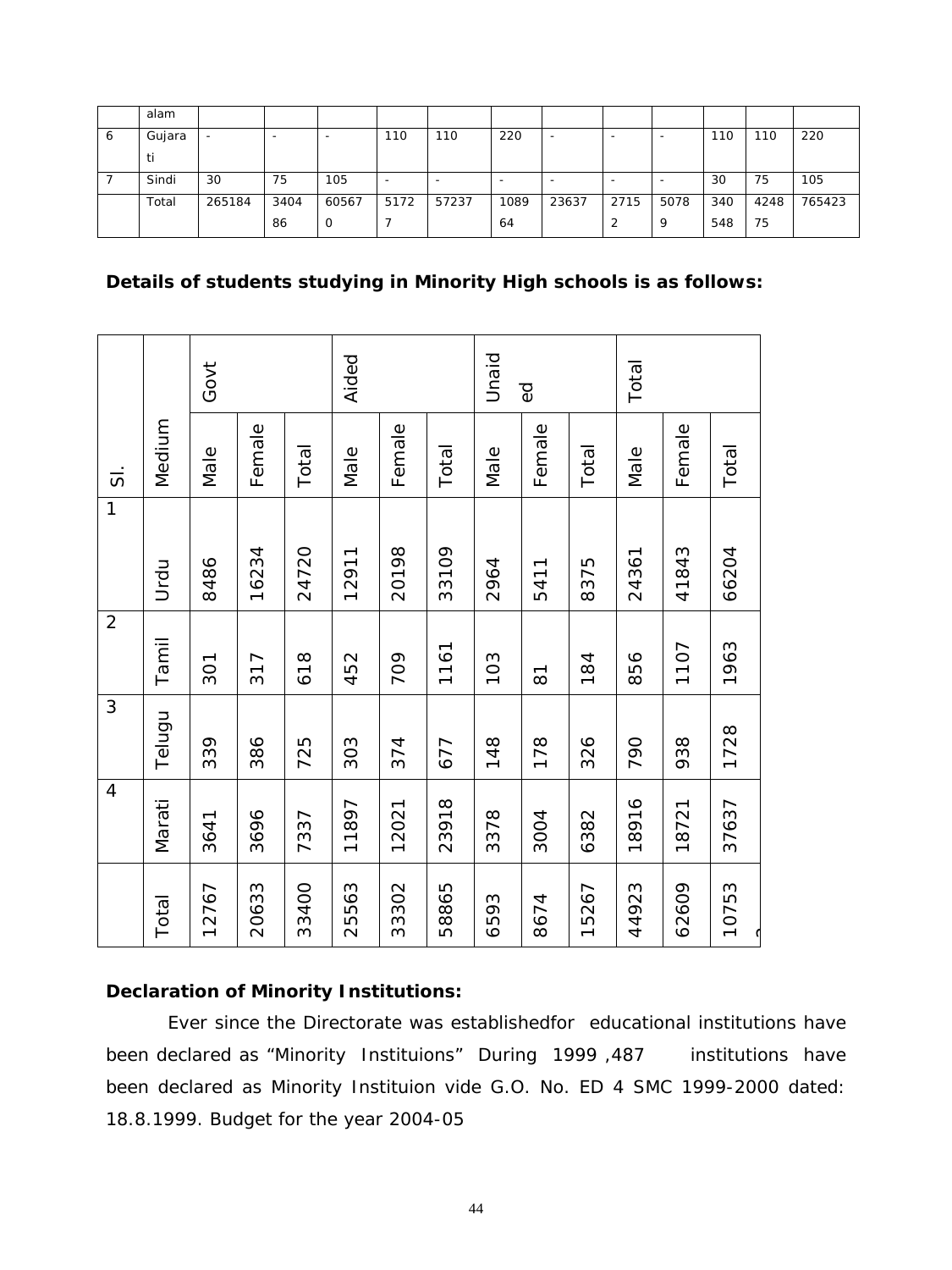|  | alam |  |  |  |  |  |  |  |  |  |  |  |  |
|---|---|---|---|---|---|---|---|---|---|---|---|---|---|
| 6 | Gujarati | - | - | - | 110 | 110 | 220 | - | - | - | 110 | 110 | 220 |
| 7 | Sindi | 30 | 75 | 105 | - | - | - | - | - | - | 30 | 75 | 105 |
|  | Total | 265184 | 340486 | 605670 | 51727 | 57237 | 108964 | 23637 | 27152 | 50789 | 340548 | 424875 | 765423 |

**Details of students studying in Minority High schools is as follows:**

| Sl. | Medium | Govt |  |  | Aided |  |  | Unaided |  |  | Total |  |  |
|---|---|---|---|---|---|---|---|---|---|---|---|---|---|
|  |  | Male | Female | Total | Male | Female | Total | Male | Female | Total | Male | Female | Total |
| 1 | Urdu | 8486 | 16234 | 24720 | 12911 | 20198 | 33109 | 2964 | 5411 | 8375 | 24361 | 41843 | 66204 |
| 2 | Tamil | 301 | 317 | 618 | 452 | 709 | 1161 | 103 | 81 | 184 | 856 | 1107 | 1963 |
| 3 | Telugu | 339 | 386 | 725 | 303 | 374 | 677 | 148 | 178 | 326 | 790 | 938 | 1728 |
| 4 | Marati | 3641 | 3696 | 7337 | 11897 | 12021 | 23918 | 3378 | 3004 | 6382 | 18916 | 18721 | 37637 |
|  | Total | 12767 | 20633 | 33400 | 25563 | 33302 | 58865 | 6593 | 8674 | 15267 | 44923 | 62609 | 10753 |

**Declaration of Minority Institutions:**

Ever since the Directorate was establishedfor educational institutions have been declared as "Minority Instituions" During 1999 ,487 institutions have been declared as Minority Instituion vide G.O. No. ED 4 SMC 1999-2000 dated: 18.8.1999. Budget for the year 2004-05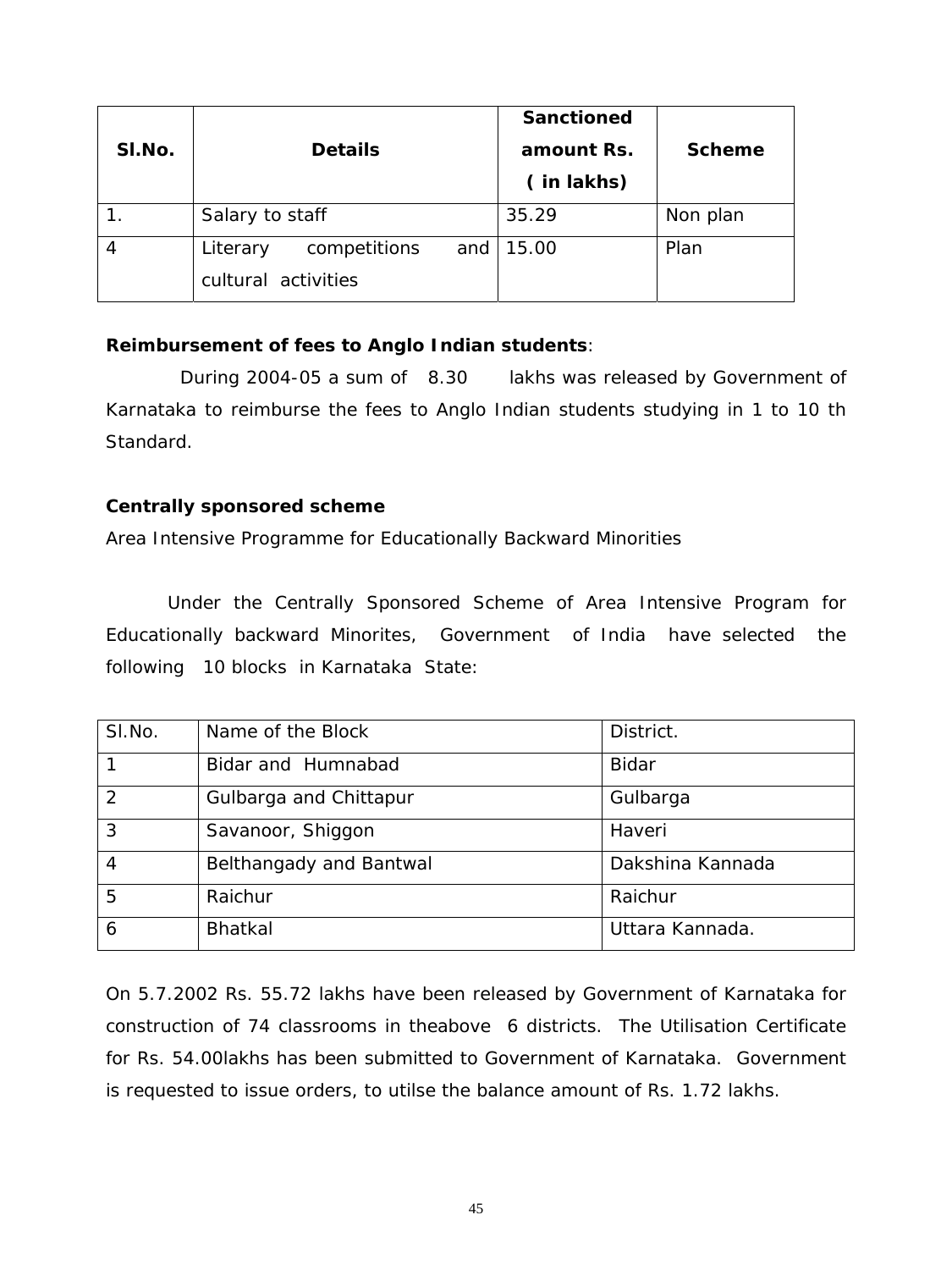| Sl.No. | Details | Sanctioned amount Rs. ( in lakhs) | Scheme |
|---|---|---|---|
| 1. | Salary to staff | 35.29 | Non plan |
| 4 | Literary competitions and cultural activities | 15.00 | Plan |

**Reimbursement of fees to Anglo Indian students**:

During 2004-05 a sum of 8.30 lakhs was released by Government of Karnataka to reimburse the fees to Anglo Indian students studying in 1 to 10 th Standard.

**Centrally sponsored scheme**

Area Intensive Programme for Educationally Backward Minorities

Under the Centrally Sponsored Scheme of Area Intensive Program for Educationally backward Minorites, Government of India have selected the following 10 blocks in Karnataka State:

| Sl.No. | Name of the Block | District. |
|---|---|---|
| 1 | Bidar and Humnabad | Bidar |
| 2 | Gulbarga and Chittapur | Gulbarga |
| 3 | Savanoor, Shiggon | Haveri |
| 4 | Belthangady and Bantwal | Dakshina Kannada |
| 5 | Raichur | Raichur |
| 6 | Bhatkal | Uttara Kannada. |

On 5.7.2002 Rs. 55.72 lakhs have been released by Government of Karnataka for construction of 74 classrooms in theabove 6 districts. The Utilisation Certificate for Rs. 54.00lakhs has been submitted to Government of Karnataka. Government is requested to issue orders, to utilse the balance amount of Rs. 1.72 lakhs.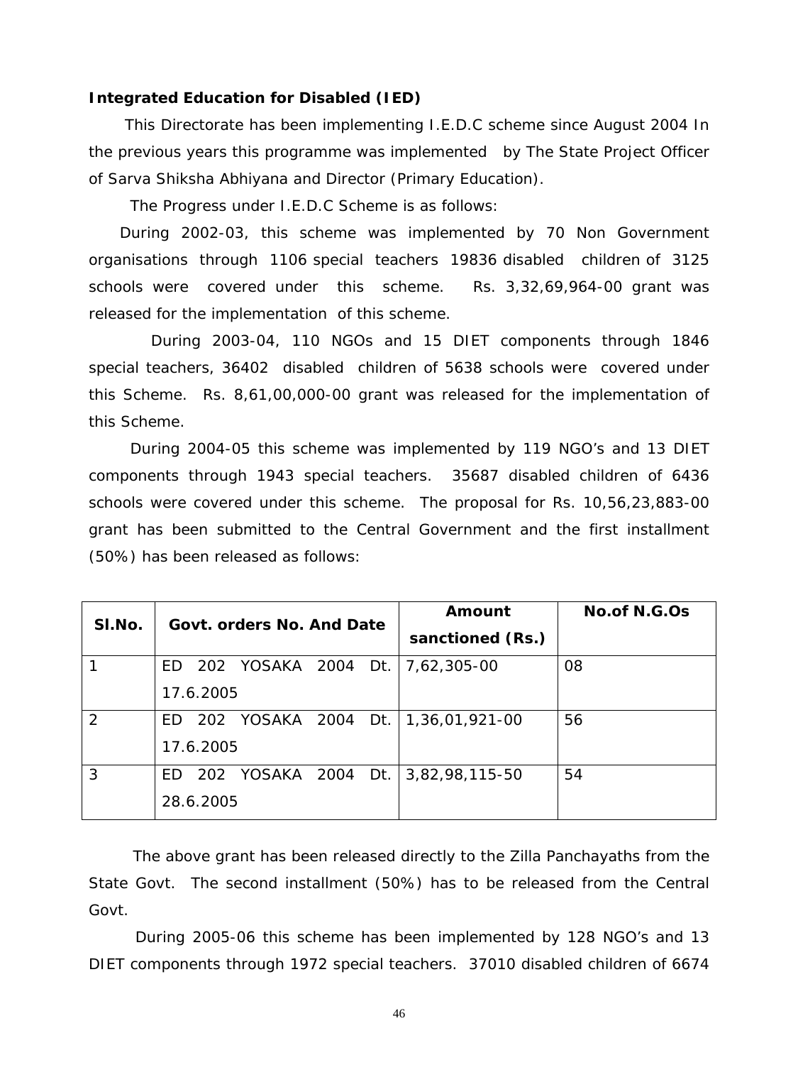**Integrated Education for Disabled (IED)**

This Directorate has been implementing I.E.D.C scheme since August 2004 In the previous years this programme was implemented by The State Project Officer of Sarva Shiksha Abhiyana and Director (Primary Education).

The Progress under I.E.D.C Scheme is as follows:

During 2002-03, this scheme was implemented by 70 Non Government organisations through 1106 special teachers 19836 disabled children of 3125 schools were covered under this scheme. Rs. 3,32,69,964-00 grant was released for the implementation of this scheme.

During 2003-04, 110 NGOs and 15 DIET components through 1846 special teachers, 36402 disabled children of 5638 schools were covered under this Scheme. Rs. 8,61,00,000-00 grant was released for the implementation of this Scheme.

During 2004-05 this scheme was implemented by 119 NGO's and 13 DIET components through 1943 special teachers. 35687 disabled children of 6436 schools were covered under this scheme. The proposal for Rs. 10,56,23,883-00 grant has been submitted to the Central Government and the first installment (50%) has been released as follows:

| Sl.No. | Govt. orders No. And Date | Amount sanctioned (Rs.) | No.of N.G.Os |
|---|---|---|---|
| 1 | ED 202 YOSAKA 2004 Dt. 17.6.2005 | 7,62,305-00 | 08 |
| 2 | ED 202 YOSAKA 2004 Dt. 17.6.2005 | 1,36,01,921-00 | 56 |
| 3 | ED 202 YOSAKA 2004 Dt. 28.6.2005 | 3,82,98,115-50 | 54 |

The above grant has been released directly to the Zilla Panchayaths from the State Govt. The second installment (50%) has to be released from the Central Govt.

During 2005-06 this scheme has been implemented by 128 NGO's and 13 DIET components through 1972 special teachers. 37010 disabled children of 6674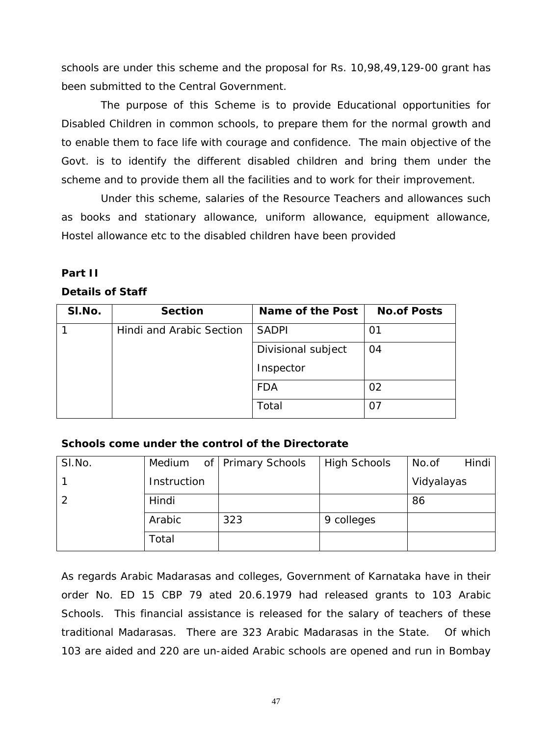schools are under this scheme and the proposal for Rs. 10,98,49,129-00 grant has been submitted to the Central Government.

The purpose of this Scheme is to provide Educational opportunities for Disabled Children in common schools, to prepare them for the normal growth and to enable them to face life with courage and confidence. The main objective of the Govt. is to identify the different disabled children and bring them under the scheme and to provide them all the facilities and to work for their improvement.

Under this scheme, salaries of the Resource Teachers and allowances such as books and stationary allowance, uniform allowance, equipment allowance, Hostel allowance etc to the disabled children have been provided

**Part II**

**Details of Staff**

| Sl.No. | Section | Name of the Post | No.of Posts |
|---|---|---|---|
| 1 | Hindi and Arabic Section | SADPI | 01 |
| | | Divisional subject Inspector | 04 |
| | | FDA | 02 |
| | | Total | 07 |

**Schools come under the control of the Directorate**

| Sl.No. | Medium of Instruction | Primary Schools | High Schools | No.of Hindi Vidyalayas |
|---|---|---|---|---|
| 1<br>2 | Hindi | | | 86 |
| | Arabic | 323 | 9 colleges | |
| | Total | | | |

As regards Arabic Madarasas and colleges, Government of Karnataka have in their order No. ED 15 CBP 79 ated 20.6.1979 had released grants to 103 Arabic Schools. This financial assistance is released for the salary of teachers of these traditional Madarasas. There are 323 Arabic Madarasas in the State. Of which 103 are aided and 220 are un-aided Arabic schools are opened and run in Bombay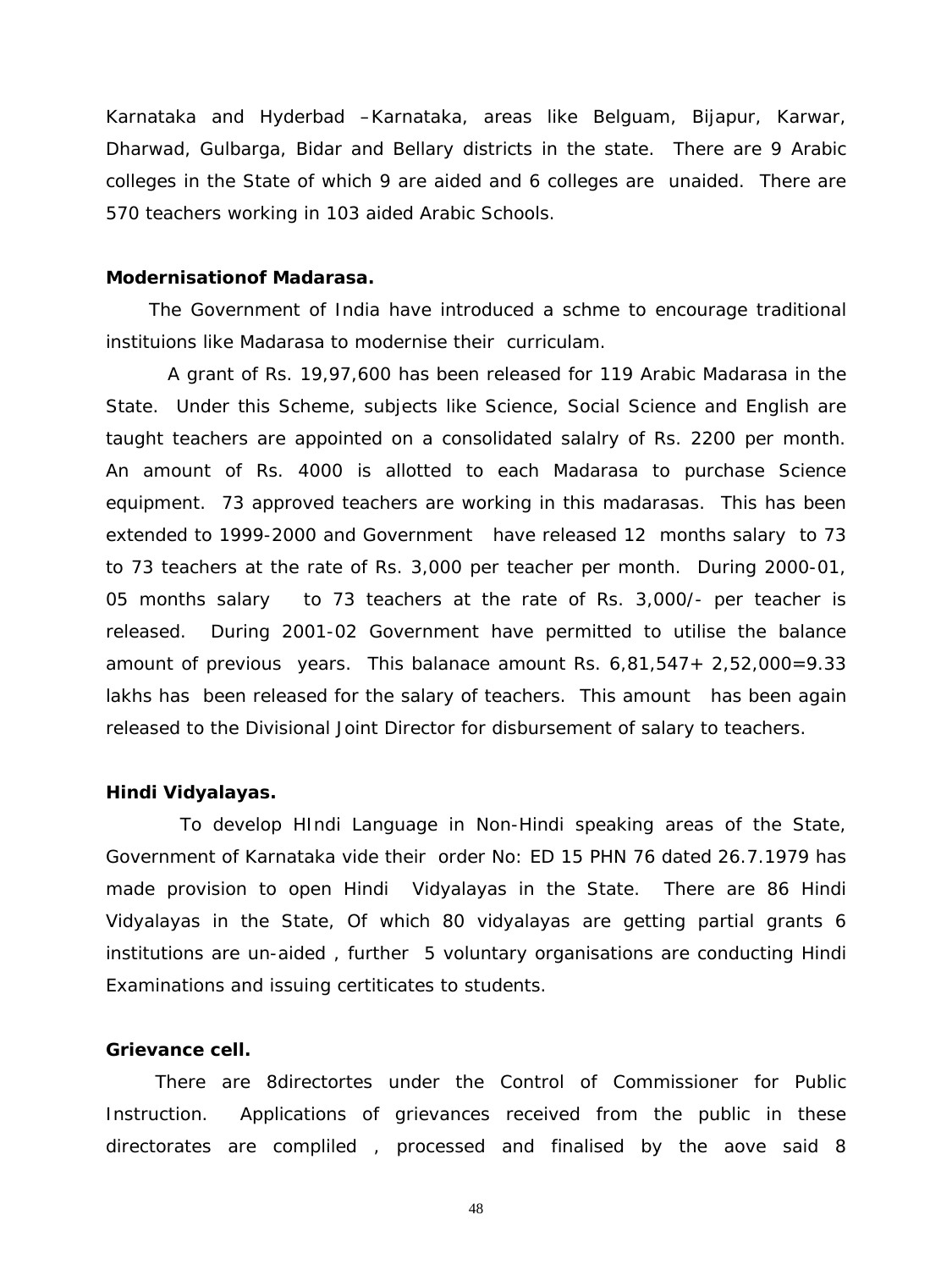Karnataka and Hyderbad –Karnataka, areas like Belguam, Bijapur, Karwar, Dharwad, Gulbarga, Bidar and Bellary districts in the state. There are 9 Arabic colleges in the State of which 9 are aided and 6 colleges are unaided. There are 570 teachers working in 103 aided Arabic Schools.

**Modernisationof Madarasa.**

The Government of India have introduced a schme to encourage traditional instituions like Madarasa to modernise their curriculam.

A grant of Rs. 19,97,600 has been released for 119 Arabic Madarasa in the State. Under this Scheme, subjects like Science, Social Science and English are taught teachers are appointed on a consolidated salalry of Rs. 2200 per month. An amount of Rs. 4000 is allotted to each Madarasa to purchase Science equipment. 73 approved teachers are working in this madarasas. This has been extended to 1999-2000 and Government have released 12 months salary to 73 to 73 teachers at the rate of Rs. 3,000 per teacher per month. During 2000-01, 05 months salary to 73 teachers at the rate of Rs. 3,000/- per teacher is released. During 2001-02 Government have permitted to utilise the balance amount of previous years. This balanace amount Rs. 6,81,547+ 2,52,000=9.33 lakhs has been released for the salary of teachers. This amount has been again released to the Divisional Joint Director for disbursement of salary to teachers.

**Hindi Vidyalayas.**

To develop HIndi Language in Non-Hindi speaking areas of the State, Government of Karnataka vide their order No: ED 15 PHN 76 dated 26.7.1979 has made provision to open Hindi Vidyalayas in the State. There are 86 Hindi Vidyalayas in the State, Of which 80 vidyalayas are getting partial grants 6 institutions are un-aided , further 5 voluntary organisations are conducting Hindi Examinations and issuing certiticates to students.

**Grievance cell.**

There are 8directortes under the Control of Commissioner for Public Instruction. Applications of grievances received from the public in these directorates are compliled , processed and finalised by the aove said 8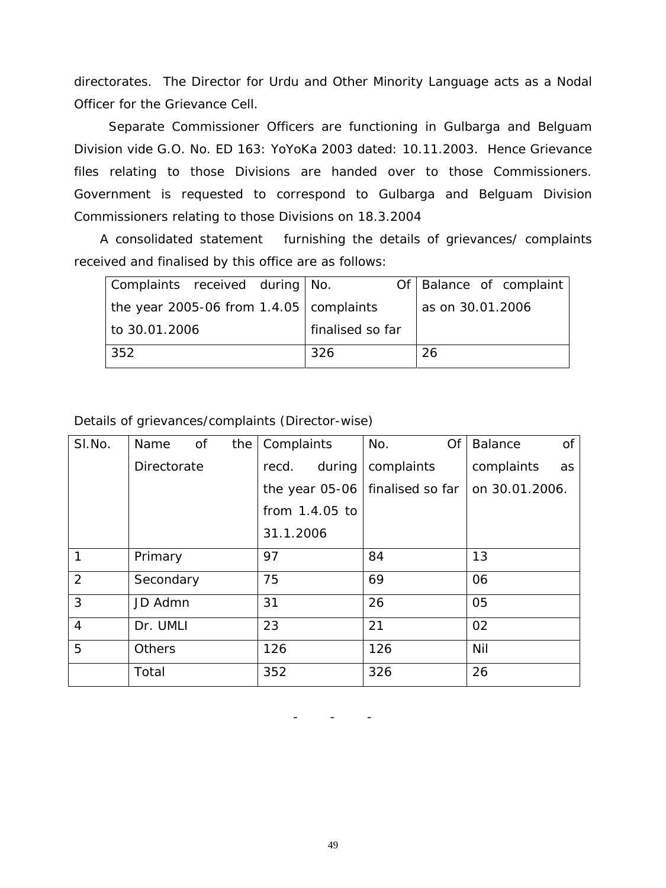directorates. The Director for Urdu and Other Minority Language acts as a Nodal Officer for the Grievance Cell.

Separate Commissioner Officers are functioning in Gulbarga and Belguam Division vide G.O. No. ED 163: YoYoKa 2003 dated: 10.11.2003. Hence Grievance files relating to those Divisions are handed over to those Commissioners. Government is requested to correspond to Gulbarga and Belguam Division Commissioners relating to those Divisions on 18.3.2004

A consolidated statement furnishing the details of grievances/ complaints received and finalised by this office are as follows:

| Complaints received during the year 2005-06 from 1.4.05 to 30.01.2006 | No. Of complaints finalised so far | Balance of complaint as on 30.01.2006 |
|---|---|---|
| 352 | 326 | 26 |

Details of grievances/complaints (Director-wise)

| Sl.No. | Name of the Directorate | Complaints recd. during the year 05-06 from 1.4.05 to 31.1.2006 | No. Of complaints finalised so far | Balance of complaints as on 30.01.2006. |
|---|---|---|---|---|
| 1 | Primary | 97 | 84 | 13 |
| 2 | Secondary | 75 | 69 | 06 |
| 3 | JD Admn | 31 | 26 | 05 |
| 4 | Dr. UMLI | 23 | 21 | 02 |
| 5 | Others | 126 | 126 | Nil |
| | Total | 352 | 326 | 26 |

- - -